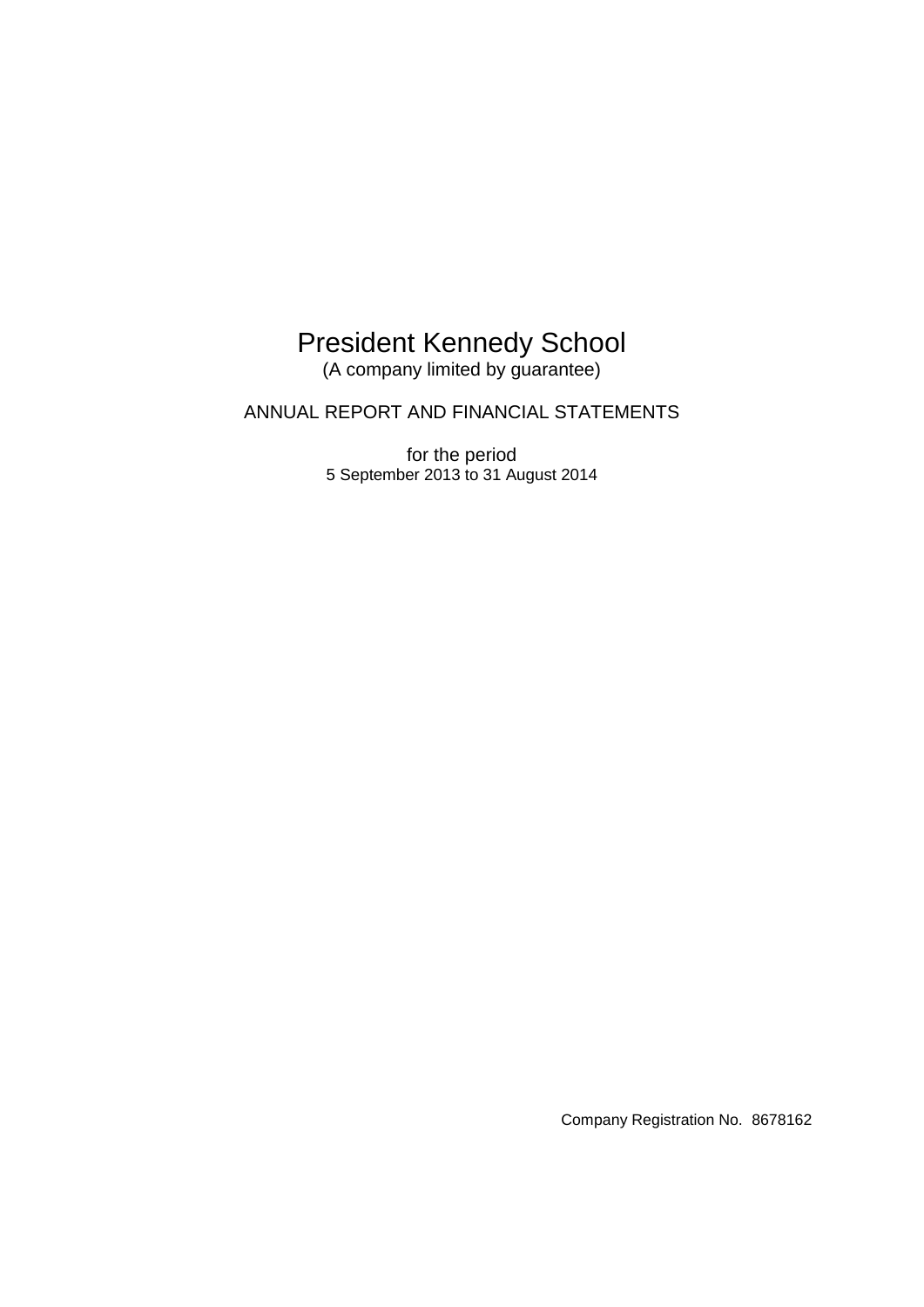# President Kennedy School

(A company limited by guarantee)

ANNUAL REPORT AND FINANCIAL STATEMENTS

for the period
5 September 2013 to 31 August 2014

Company Registration No. 8678162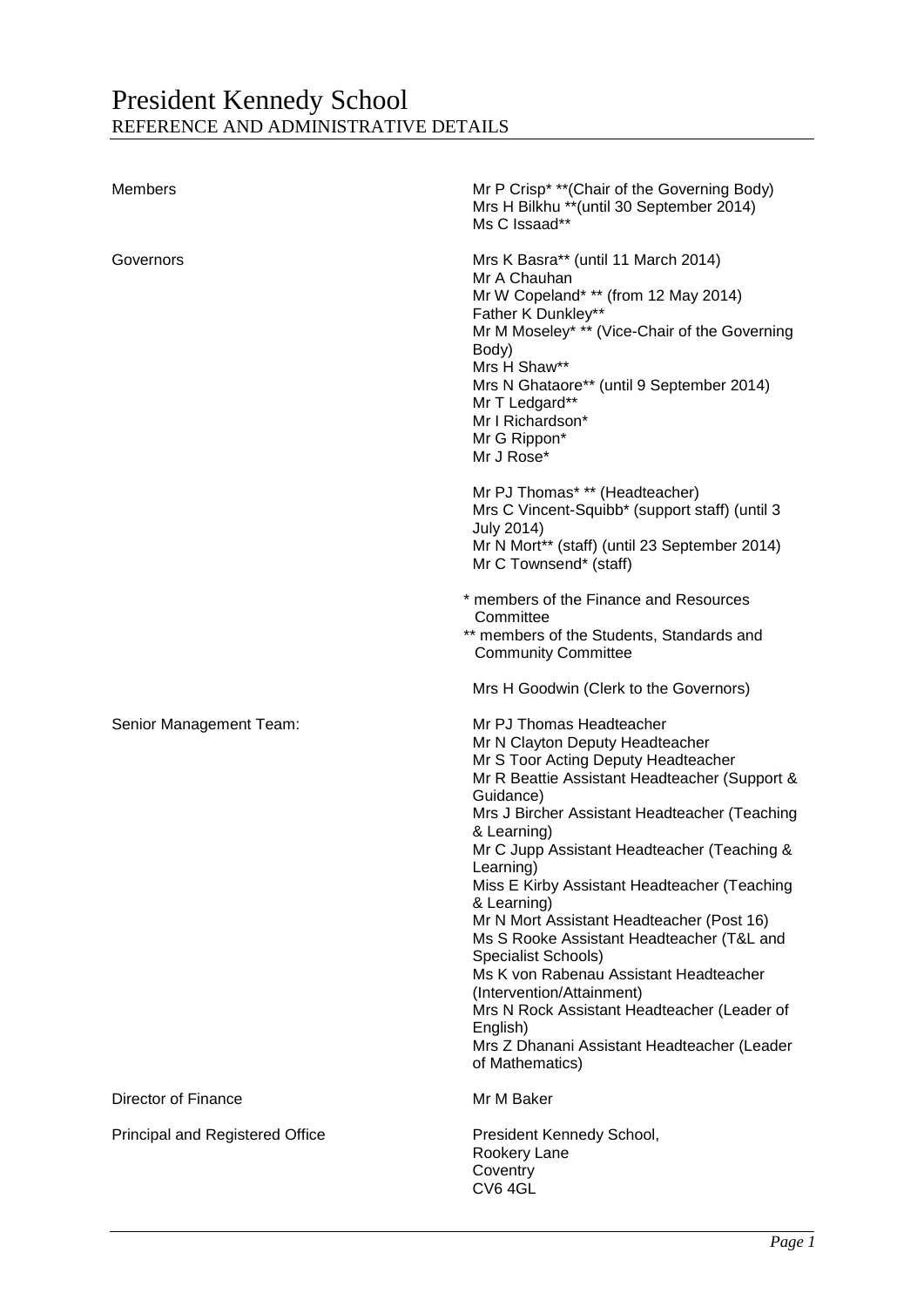# President Kennedy School

## REFERENCE AND ADMINISTRATIVE DETAILS

| | |
|---|---|
| Members | Mr P Crisp* **(Chair of the Governing Body)<br>Mrs H Bilkhu **(until 30 September 2014)<br>Ms C Issaad** |
| Governors | Mrs K Basra** (until 11 March 2014)<br>Mr A Chauhan<br>Mr W Copeland* ** (from 12 May 2014)<br>Father K Dunkley**<br>Mr M Moseley* ** (Vice-Chair of the Governing Body)<br>Mrs H Shaw**<br>Mrs N Ghataore** (until 9 September 2014)<br>Mr T Ledgard**<br>Mr I Richardson*<br>Mr G Rippon*<br>Mr J Rose* |
| | Mr PJ Thomas* ** (Headteacher)<br>Mrs C Vincent-Squibb* (support staff) (until 3 July 2014)<br>Mr N Mort** (staff) (until 23 September 2014)<br>Mr C Townsend* (staff) |
| | * members of the Finance and Resources Committee<br>** members of the Students, Standards and Community Committee |
| | Mrs H Goodwin (Clerk to the Governors) |
| Senior Management Team: | Mr PJ Thomas Headteacher<br>Mr N Clayton Deputy Headteacher<br>Mr S Toor Acting Deputy Headteacher<br>Mr R Beattie Assistant Headteacher (Support & Guidance)<br>Mrs J Bircher Assistant Headteacher (Teaching & Learning)<br>Mr C Jupp Assistant Headteacher (Teaching & Learning)<br>Miss E Kirby Assistant Headteacher (Teaching & Learning)<br>Mr N Mort Assistant Headteacher (Post 16)<br>Ms S Rooke Assistant Headteacher (T&L and Specialist Schools)<br>Ms K von Rabenau Assistant Headteacher (Intervention/Attainment)<br>Mrs N Rock Assistant Headteacher (Leader of English)<br>Mrs Z Dhanani Assistant Headteacher (Leader of Mathematics) |
| Director of Finance | Mr M Baker |
| Principal and Registered Office | President Kennedy School,<br>Rookery Lane<br>Coventry<br>CV6 4GL |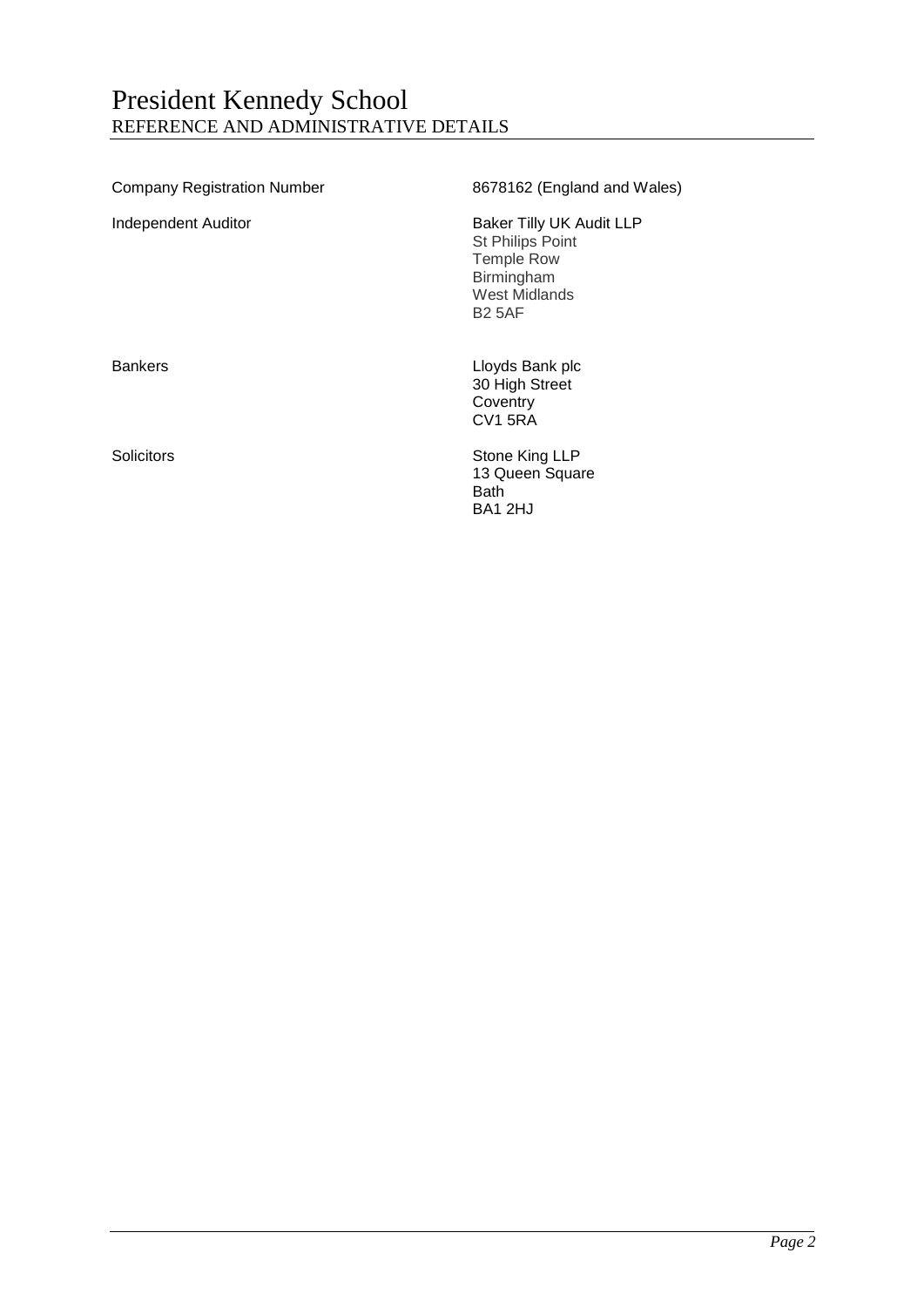# President Kennedy School

## REFERENCE AND ADMINISTRATIVE DETAILS

| | |
|---|---|
| Company Registration Number | 8678162 (England and Wales) |
| Independent Auditor | Baker Tilly UK Audit LLP<br>St Philips Point<br>Temple Row<br>Birmingham<br>West Midlands<br>B2 5AF |
| Bankers | Lloyds Bank plc<br>30 High Street<br>Coventry<br>CV1 5RA |
| Solicitors | Stone King LLP<br>13 Queen Square<br>Bath<br>BA1 2HJ |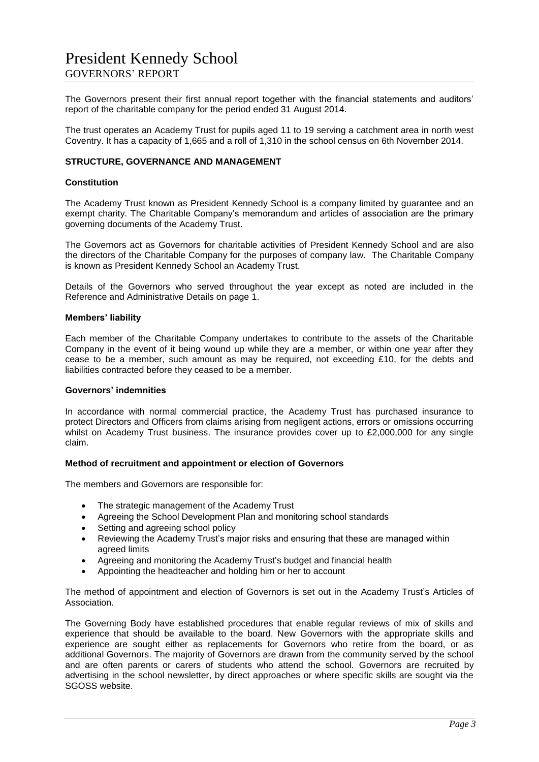# President Kennedy School

## GOVERNORS' REPORT

The Governors present their first annual report together with the financial statements and auditors' report of the charitable company for the period ended 31 August 2014.

The trust operates an Academy Trust for pupils aged 11 to 19 serving a catchment area in north west Coventry. It has a capacity of 1,665 and a roll of 1,310 in the school census on 6th November 2014.

### STRUCTURE, GOVERNANCE AND MANAGEMENT

#### Constitution

The Academy Trust known as President Kennedy School is a company limited by guarantee and an exempt charity. The Charitable Company's memorandum and articles of association are the primary governing documents of the Academy Trust.

The Governors act as Governors for charitable activities of President Kennedy School and are also the directors of the Charitable Company for the purposes of company law. The Charitable Company is known as President Kennedy School an Academy Trust.

Details of the Governors who served throughout the year except as noted are included in the Reference and Administrative Details on page 1.

#### Members' liability

Each member of the Charitable Company undertakes to contribute to the assets of the Charitable Company in the event of it being wound up while they are a member, or within one year after they cease to be a member, such amount as may be required, not exceeding £10, for the debts and liabilities contracted before they ceased to be a member.

#### Governors' indemnities

In accordance with normal commercial practice, the Academy Trust has purchased insurance to protect Directors and Officers from claims arising from negligent actions, errors or omissions occurring whilst on Academy Trust business. The insurance provides cover up to £2,000,000 for any single claim.

#### Method of recruitment and appointment or election of Governors

The members and Governors are responsible for:

- The strategic management of the Academy Trust
- Agreeing the School Development Plan and monitoring school standards
- Setting and agreeing school policy
- Reviewing the Academy Trust's major risks and ensuring that these are managed within agreed limits
- Agreeing and monitoring the Academy Trust's budget and financial health
- Appointing the headteacher and holding him or her to account

The method of appointment and election of Governors is set out in the Academy Trust's Articles of Association.

The Governing Body have established procedures that enable regular reviews of mix of skills and experience that should be available to the board. New Governors with the appropriate skills and experience are sought either as replacements for Governors who retire from the board, or as additional Governors. The majority of Governors are drawn from the community served by the school and are often parents or carers of students who attend the school. Governors are recruited by advertising in the school newsletter, by direct approaches or where specific skills are sought via the SGOSS website.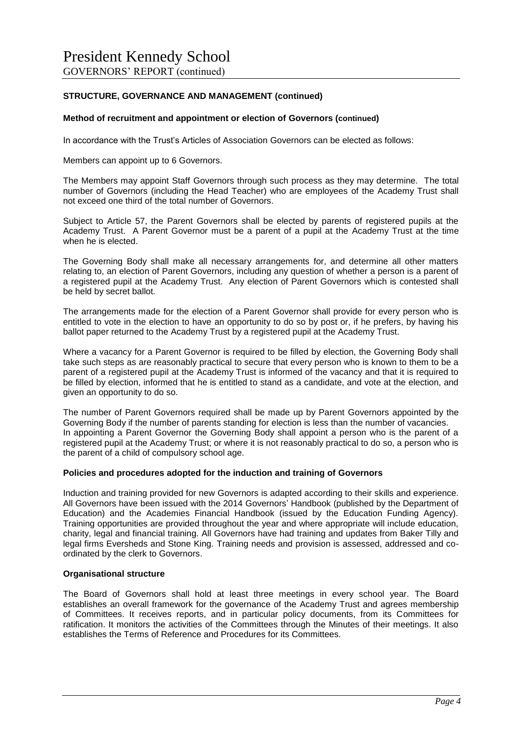## STRUCTURE, GOVERNANCE AND MANAGEMENT (continued)

### Method of recruitment and appointment or election of Governors (continued)

In accordance with the Trust's Articles of Association Governors can be elected as follows:

Members can appoint up to 6 Governors.

The Members may appoint Staff Governors through such process as they may determine. The total number of Governors (including the Head Teacher) who are employees of the Academy Trust shall not exceed one third of the total number of Governors.

Subject to Article 57, the Parent Governors shall be elected by parents of registered pupils at the Academy Trust. A Parent Governor must be a parent of a pupil at the Academy Trust at the time when he is elected.

The Governing Body shall make all necessary arrangements for, and determine all other matters relating to, an election of Parent Governors, including any question of whether a person is a parent of a registered pupil at the Academy Trust. Any election of Parent Governors which is contested shall be held by secret ballot.

The arrangements made for the election of a Parent Governor shall provide for every person who is entitled to vote in the election to have an opportunity to do so by post or, if he prefers, by having his ballot paper returned to the Academy Trust by a registered pupil at the Academy Trust.

Where a vacancy for a Parent Governor is required to be filled by election, the Governing Body shall take such steps as are reasonably practical to secure that every person who is known to them to be a parent of a registered pupil at the Academy Trust is informed of the vacancy and that it is required to be filled by election, informed that he is entitled to stand as a candidate, and vote at the election, and given an opportunity to do so.

The number of Parent Governors required shall be made up by Parent Governors appointed by the Governing Body if the number of parents standing for election is less than the number of vacancies.
In appointing a Parent Governor the Governing Body shall appoint a person who is the parent of a registered pupil at the Academy Trust; or where it is not reasonably practical to do so, a person who is the parent of a child of compulsory school age.

### Policies and procedures adopted for the induction and training of Governors

Induction and training provided for new Governors is adapted according to their skills and experience. All Governors have been issued with the 2014 Governors' Handbook (published by the Department of Education) and the Academies Financial Handbook (issued by the Education Funding Agency). Training opportunities are provided throughout the year and where appropriate will include education, charity, legal and financial training. All Governors have had training and updates from Baker Tilly and legal firms Eversheds and Stone King. Training needs and provision is assessed, addressed and co-ordinated by the clerk to Governors.

### Organisational structure

The Board of Governors shall hold at least three meetings in every school year. The Board establishes an overall framework for the governance of the Academy Trust and agrees membership of Committees. It receives reports, and in particular policy documents, from its Committees for ratification. It monitors the activities of the Committees through the Minutes of their meetings. It also establishes the Terms of Reference and Procedures for its Committees.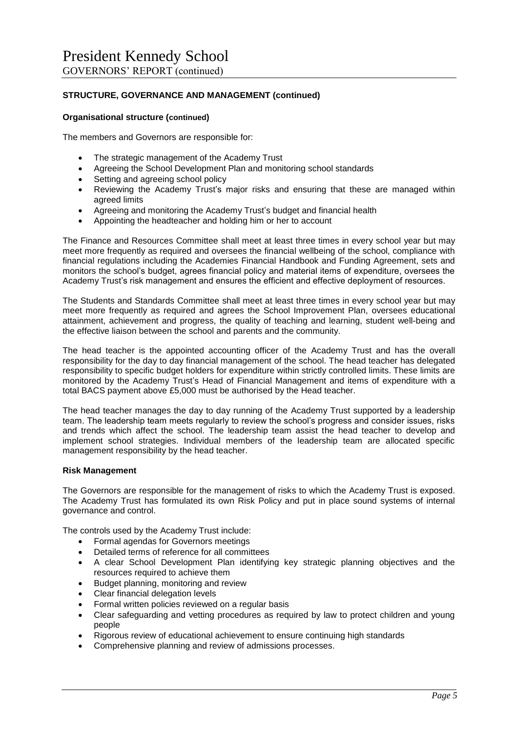## STRUCTURE, GOVERNANCE AND MANAGEMENT (continued)

### Organisational structure (continued)

The members and Governors are responsible for:

- The strategic management of the Academy Trust
- Agreeing the School Development Plan and monitoring school standards
- Setting and agreeing school policy
- Reviewing the Academy Trust's major risks and ensuring that these are managed within agreed limits
- Agreeing and monitoring the Academy Trust's budget and financial health
- Appointing the headteacher and holding him or her to account

The Finance and Resources Committee shall meet at least three times in every school year but may meet more frequently as required and oversees the financial wellbeing of the school, compliance with financial regulations including the Academies Financial Handbook and Funding Agreement, sets and monitors the school's budget, agrees financial policy and material items of expenditure, oversees the Academy Trust's risk management and ensures the efficient and effective deployment of resources.

The Students and Standards Committee shall meet at least three times in every school year but may meet more frequently as required and agrees the School Improvement Plan, oversees educational attainment, achievement and progress, the quality of teaching and learning, student well-being and the effective liaison between the school and parents and the community.

The head teacher is the appointed accounting officer of the Academy Trust and has the overall responsibility for the day to day financial management of the school. The head teacher has delegated responsibility to specific budget holders for expenditure within strictly controlled limits. These limits are monitored by the Academy Trust's Head of Financial Management and items of expenditure with a total BACS payment above £5,000 must be authorised by the Head teacher.

The head teacher manages the day to day running of the Academy Trust supported by a leadership team. The leadership team meets regularly to review the school's progress and consider issues, risks and trends which affect the school. The leadership team assist the head teacher to develop and implement school strategies. Individual members of the leadership team are allocated specific management responsibility by the head teacher.

### Risk Management

The Governors are responsible for the management of risks to which the Academy Trust is exposed. The Academy Trust has formulated its own Risk Policy and put in place sound systems of internal governance and control.

The controls used by the Academy Trust include:

- Formal agendas for Governors meetings
- Detailed terms of reference for all committees
- A clear School Development Plan identifying key strategic planning objectives and the resources required to achieve them
- Budget planning, monitoring and review
- Clear financial delegation levels
- Formal written policies reviewed on a regular basis
- Clear safeguarding and vetting procedures as required by law to protect children and young people
- Rigorous review of educational achievement to ensure continuing high standards
- Comprehensive planning and review of admissions processes.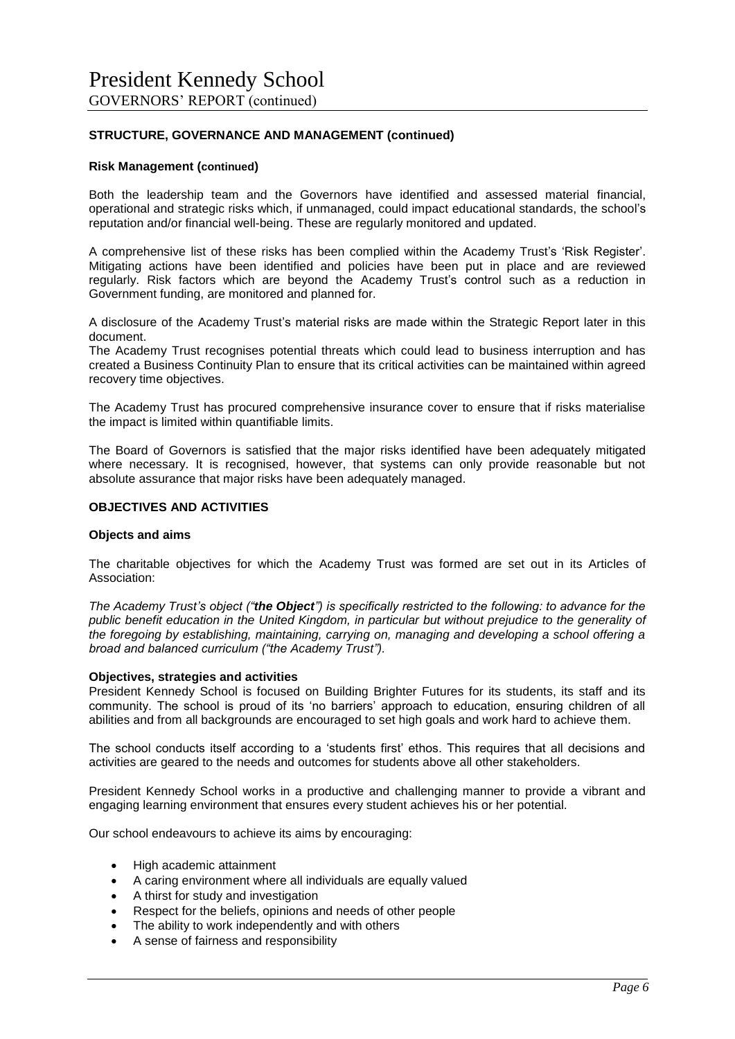**STRUCTURE, GOVERNANCE AND MANAGEMENT (continued)**

**Risk Management (continued)**

Both the leadership team and the Governors have identified and assessed material financial, operational and strategic risks which, if unmanaged, could impact educational standards, the school's reputation and/or financial well-being. These are regularly monitored and updated.

A comprehensive list of these risks has been complied within the Academy Trust's 'Risk Register'. Mitigating actions have been identified and policies have been put in place and are reviewed regularly. Risk factors which are beyond the Academy Trust's control such as a reduction in Government funding, are monitored and planned for.

A disclosure of the Academy Trust's material risks are made within the Strategic Report later in this document.

The Academy Trust recognises potential threats which could lead to business interruption and has created a Business Continuity Plan to ensure that its critical activities can be maintained within agreed recovery time objectives.

The Academy Trust has procured comprehensive insurance cover to ensure that if risks materialise the impact is limited within quantifiable limits.

The Board of Governors is satisfied that the major risks identified have been adequately mitigated where necessary. It is recognised, however, that systems can only provide reasonable but not absolute assurance that major risks have been adequately managed.

**OBJECTIVES AND ACTIVITIES**

**Objects and aims**

The charitable objectives for which the Academy Trust was formed are set out in its Articles of Association:

*The Academy Trust's object ("**the Object**") is specifically restricted to the following: to advance for the public benefit education in the United Kingdom, in particular but without prejudice to the generality of the foregoing by establishing, maintaining, carrying on, managing and developing a school offering a broad and balanced curriculum ("the Academy Trust").*

**Objectives, strategies and activities**

President Kennedy School is focused on Building Brighter Futures for its students, its staff and its community. The school is proud of its 'no barriers' approach to education, ensuring children of all abilities and from all backgrounds are encouraged to set high goals and work hard to achieve them.

The school conducts itself according to a 'students first' ethos. This requires that all decisions and activities are geared to the needs and outcomes for students above all other stakeholders.

President Kennedy School works in a productive and challenging manner to provide a vibrant and engaging learning environment that ensures every student achieves his or her potential.

Our school endeavours to achieve its aims by encouraging:

- High academic attainment
- A caring environment where all individuals are equally valued
- A thirst for study and investigation
- Respect for the beliefs, opinions and needs of other people
- The ability to work independently and with others
- A sense of fairness and responsibility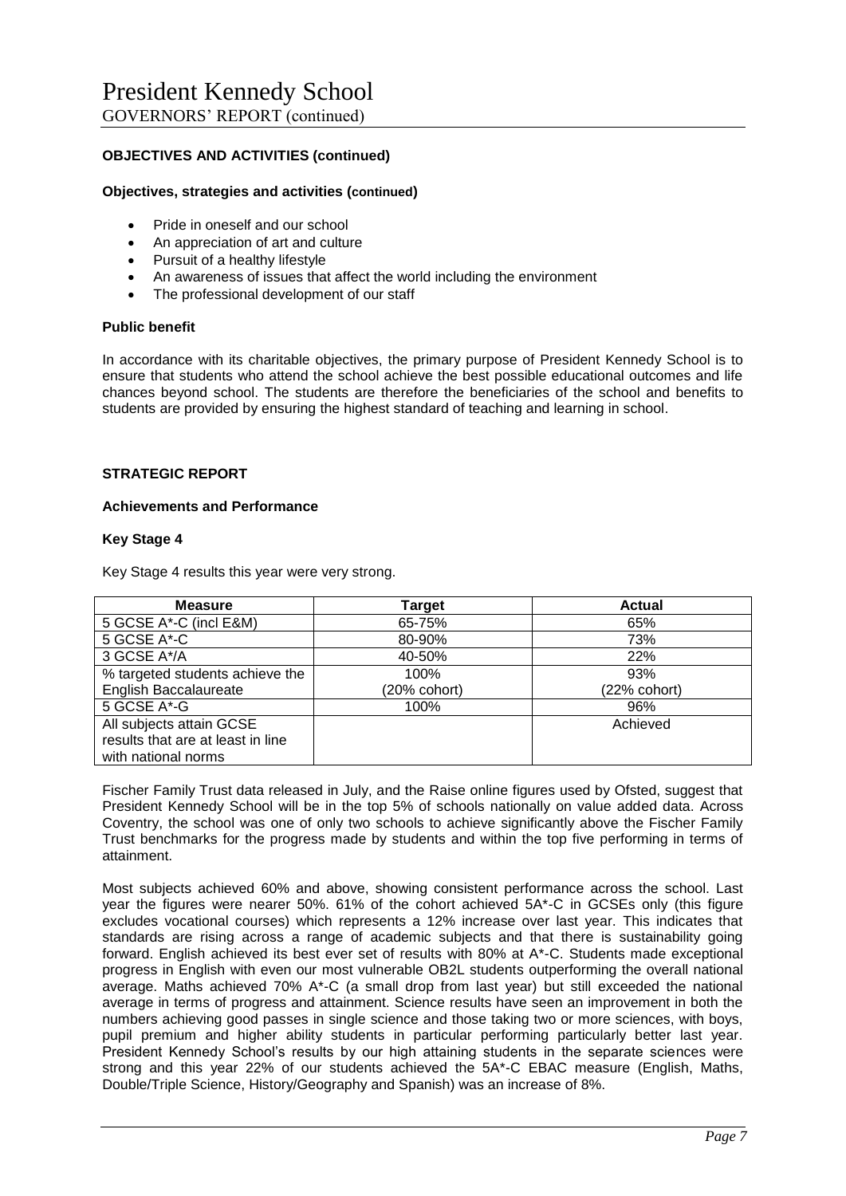**OBJECTIVES AND ACTIVITIES (continued)**

**Objectives, strategies and activities (continued)**

- Pride in oneself and our school
- An appreciation of art and culture
- Pursuit of a healthy lifestyle
- An awareness of issues that affect the world including the environment
- The professional development of our staff

**Public benefit**

In accordance with its charitable objectives, the primary purpose of President Kennedy School is to ensure that students who attend the school achieve the best possible educational outcomes and life chances beyond school. The students are therefore the beneficiaries of the school and benefits to students are provided by ensuring the highest standard of teaching and learning in school.

**STRATEGIC REPORT**

**Achievements and Performance**

**Key Stage 4**

Key Stage 4 results this year were very strong.

| Measure | Target | Actual |
|---|---|---|
| 5 GCSE A*-C (incl E&M) | 65-75% | 65% |
| 5 GCSE A*-C | 80-90% | 73% |
| 3 GCSE A*/A | 40-50% | 22% |
| % targeted students achieve the English Baccalaureate | 100% (20% cohort) | 93% (22% cohort) |
| 5 GCSE A*-G | 100% | 96% |
| All subjects attain GCSE results that are at least in line with national norms | | Achieved |

Fischer Family Trust data released in July, and the Raise online figures used by Ofsted, suggest that President Kennedy School will be in the top 5% of schools nationally on value added data. Across Coventry, the school was one of only two schools to achieve significantly above the Fischer Family Trust benchmarks for the progress made by students and within the top five performing in terms of attainment.

Most subjects achieved 60% and above, showing consistent performance across the school. Last year the figures were nearer 50%. 61% of the cohort achieved 5A*-C in GCSEs only (this figure excludes vocational courses) which represents a 12% increase over last year. This indicates that standards are rising across a range of academic subjects and that there is sustainability going forward. English achieved its best ever set of results with 80% at A*-C. Students made exceptional progress in English with even our most vulnerable OB2L students outperforming the overall national average. Maths achieved 70% A*-C (a small drop from last year) but still exceeded the national average in terms of progress and attainment. Science results have seen an improvement in both the numbers achieving good passes in single science and those taking two or more sciences, with boys, pupil premium and higher ability students in particular performing particularly better last year. President Kennedy School's results by our high attaining students in the separate sciences were strong and this year 22% of our students achieved the 5A*-C EBAC measure (English, Maths, Double/Triple Science, History/Geography and Spanish) was an increase of 8%.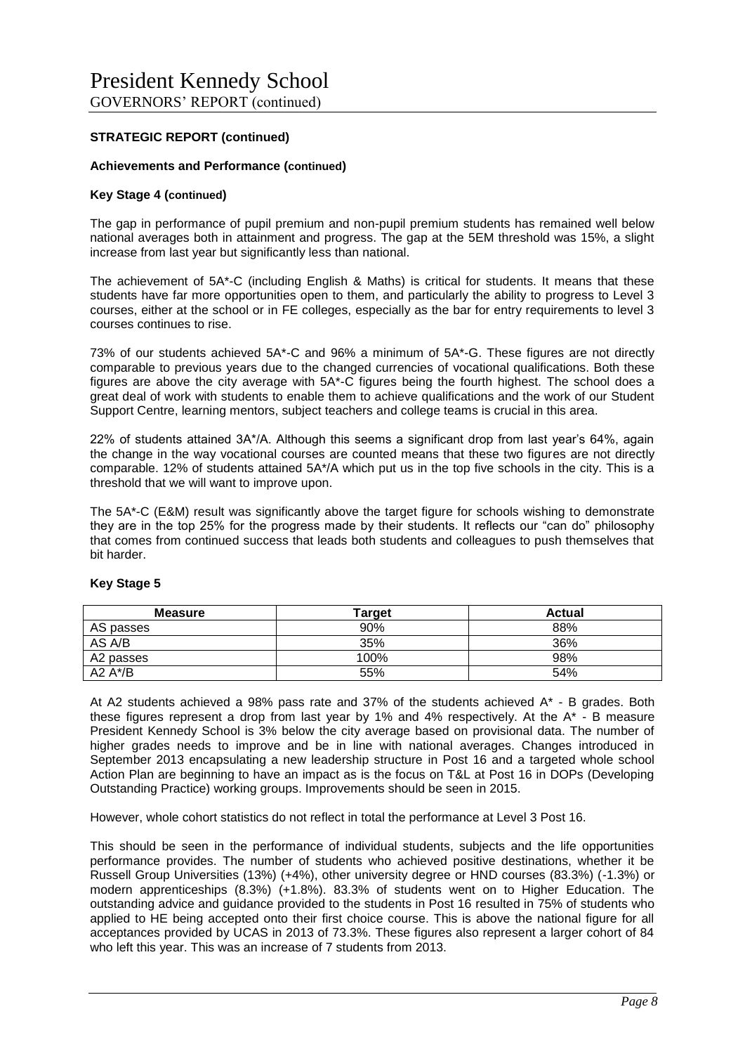# President Kennedy School

GOVERNORS' REPORT (continued)

**STRATEGIC REPORT (continued)**

**Achievements and Performance (continued)**

**Key Stage 4 (continued)**

The gap in performance of pupil premium and non-pupil premium students has remained well below national averages both in attainment and progress. The gap at the 5EM threshold was 15%, a slight increase from last year but significantly less than national.

The achievement of 5A*-C (including English & Maths) is critical for students. It means that these students have far more opportunities open to them, and particularly the ability to progress to Level 3 courses, either at the school or in FE colleges, especially as the bar for entry requirements to level 3 courses continues to rise.

73% of our students achieved 5A*-C and 96% a minimum of 5A*-G. These figures are not directly comparable to previous years due to the changed currencies of vocational qualifications. Both these figures are above the city average with 5A*-C figures being the fourth highest. The school does a great deal of work with students to enable them to achieve qualifications and the work of our Student Support Centre, learning mentors, subject teachers and college teams is crucial in this area.

22% of students attained 3A*/A. Although this seems a significant drop from last year's 64%, again the change in the way vocational courses are counted means that these two figures are not directly comparable. 12% of students attained 5A*/A which put us in the top five schools in the city. This is a threshold that we will want to improve upon.

The 5A*-C (E&M) result was significantly above the target figure for schools wishing to demonstrate they are in the top 25% for the progress made by their students. It reflects our "can do" philosophy that comes from continued success that leads both students and colleagues to push themselves that bit harder.

**Key Stage 5**

| Measure | Target | Actual |
|---|---|---|
| AS passes | 90% | 88% |
| AS A/B | 35% | 36% |
| A2 passes | 100% | 98% |
| A2 A*/B | 55% | 54% |

At A2 students achieved a 98% pass rate and 37% of the students achieved A* - B grades. Both these figures represent a drop from last year by 1% and 4% respectively. At the A* - B measure President Kennedy School is 3% below the city average based on provisional data. The number of higher grades needs to improve and be in line with national averages. Changes introduced in September 2013 encapsulating a new leadership structure in Post 16 and a targeted whole school Action Plan are beginning to have an impact as is the focus on T&L at Post 16 in DOPs (Developing Outstanding Practice) working groups. Improvements should be seen in 2015.

However, whole cohort statistics do not reflect in total the performance at Level 3 Post 16.

This should be seen in the performance of individual students, subjects and the life opportunities performance provides. The number of students who achieved positive destinations, whether it be Russell Group Universities (13%) (+4%), other university degree or HND courses (83.3%) (-1.3%) or modern apprenticeships (8.3%) (+1.8%). 83.3% of students went on to Higher Education. The outstanding advice and guidance provided to the students in Post 16 resulted in 75% of students who applied to HE being accepted onto their first choice course. This is above the national figure for all acceptances provided by UCAS in 2013 of 73.3%. These figures also represent a larger cohort of 84 who left this year. This was an increase of 7 students from 2013.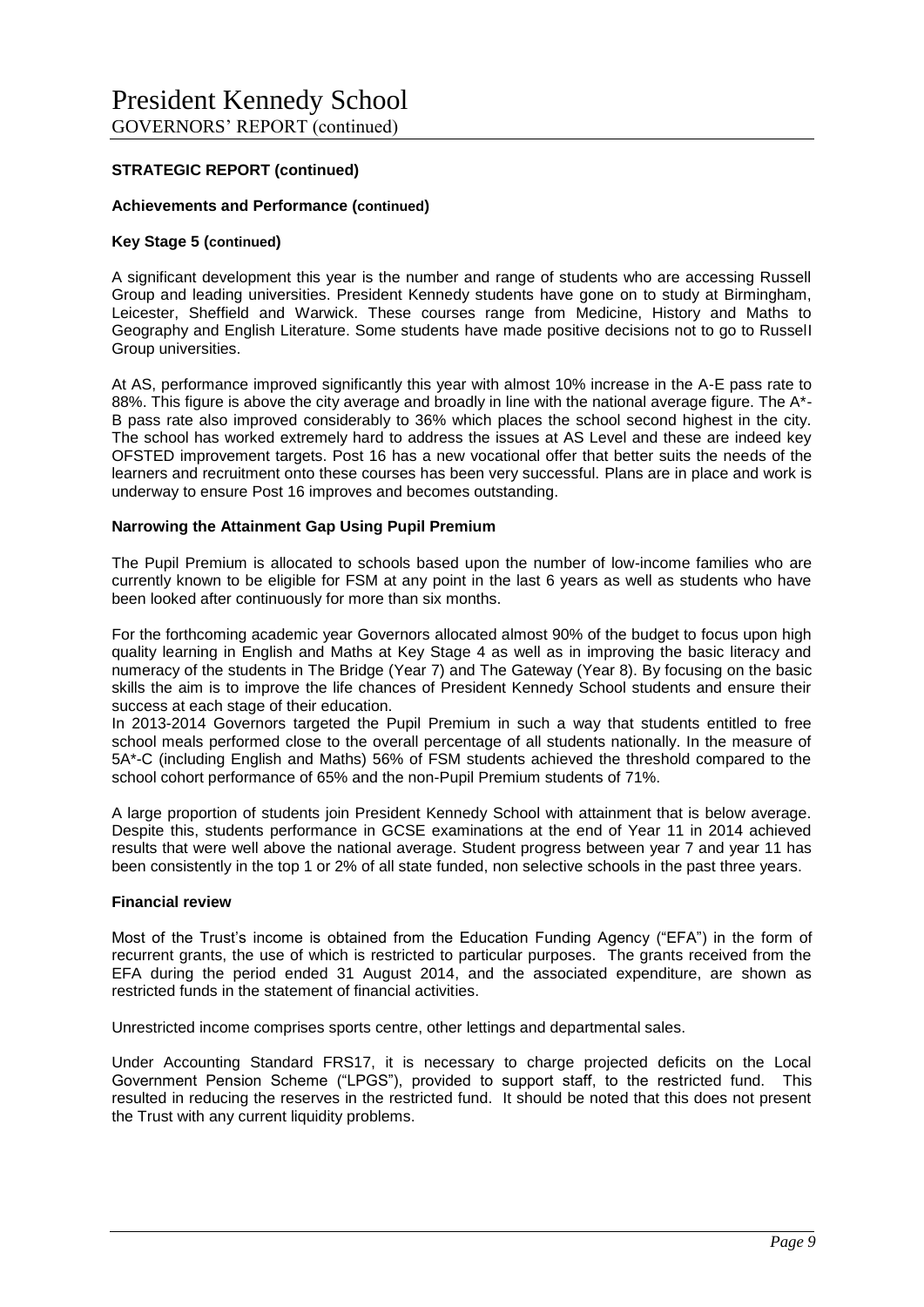**STRATEGIC REPORT (continued)**

**Achievements and Performance (continued)**

**Key Stage 5 (continued)**

A significant development this year is the number and range of students who are accessing Russell Group and leading universities. President Kennedy students have gone on to study at Birmingham, Leicester, Sheffield and Warwick. These courses range from Medicine, History and Maths to Geography and English Literature. Some students have made positive decisions not to go to Russell Group universities.

At AS, performance improved significantly this year with almost 10% increase in the A-E pass rate to 88%. This figure is above the city average and broadly in line with the national average figure. The A*-B pass rate also improved considerably to 36% which places the school second highest in the city. The school has worked extremely hard to address the issues at AS Level and these are indeed key OFSTED improvement targets. Post 16 has a new vocational offer that better suits the needs of the learners and recruitment onto these courses has been very successful. Plans are in place and work is underway to ensure Post 16 improves and becomes outstanding.

**Narrowing the Attainment Gap Using Pupil Premium**

The Pupil Premium is allocated to schools based upon the number of low-income families who are currently known to be eligible for FSM at any point in the last 6 years as well as students who have been looked after continuously for more than six months.

For the forthcoming academic year Governors allocated almost 90% of the budget to focus upon high quality learning in English and Maths at Key Stage 4 as well as in improving the basic literacy and numeracy of the students in The Bridge (Year 7) and The Gateway (Year 8). By focusing on the basic skills the aim is to improve the life chances of President Kennedy School students and ensure their success at each stage of their education.

In 2013-2014 Governors targeted the Pupil Premium in such a way that students entitled to free school meals performed close to the overall percentage of all students nationally. In the measure of 5A*-C (including English and Maths) 56% of FSM students achieved the threshold compared to the school cohort performance of 65% and the non-Pupil Premium students of 71%.

A large proportion of students join President Kennedy School with attainment that is below average. Despite this, students performance in GCSE examinations at the end of Year 11 in 2014 achieved results that were well above the national average. Student progress between year 7 and year 11 has been consistently in the top 1 or 2% of all state funded, non selective schools in the past three years.

**Financial review**

Most of the Trust's income is obtained from the Education Funding Agency ("EFA") in the form of recurrent grants, the use of which is restricted to particular purposes. The grants received from the EFA during the period ended 31 August 2014, and the associated expenditure, are shown as restricted funds in the statement of financial activities.

Unrestricted income comprises sports centre, other lettings and departmental sales.

Under Accounting Standard FRS17, it is necessary to charge projected deficits on the Local Government Pension Scheme ("LPGS"), provided to support staff, to the restricted fund. This resulted in reducing the reserves in the restricted fund. It should be noted that this does not present the Trust with any current liquidity problems.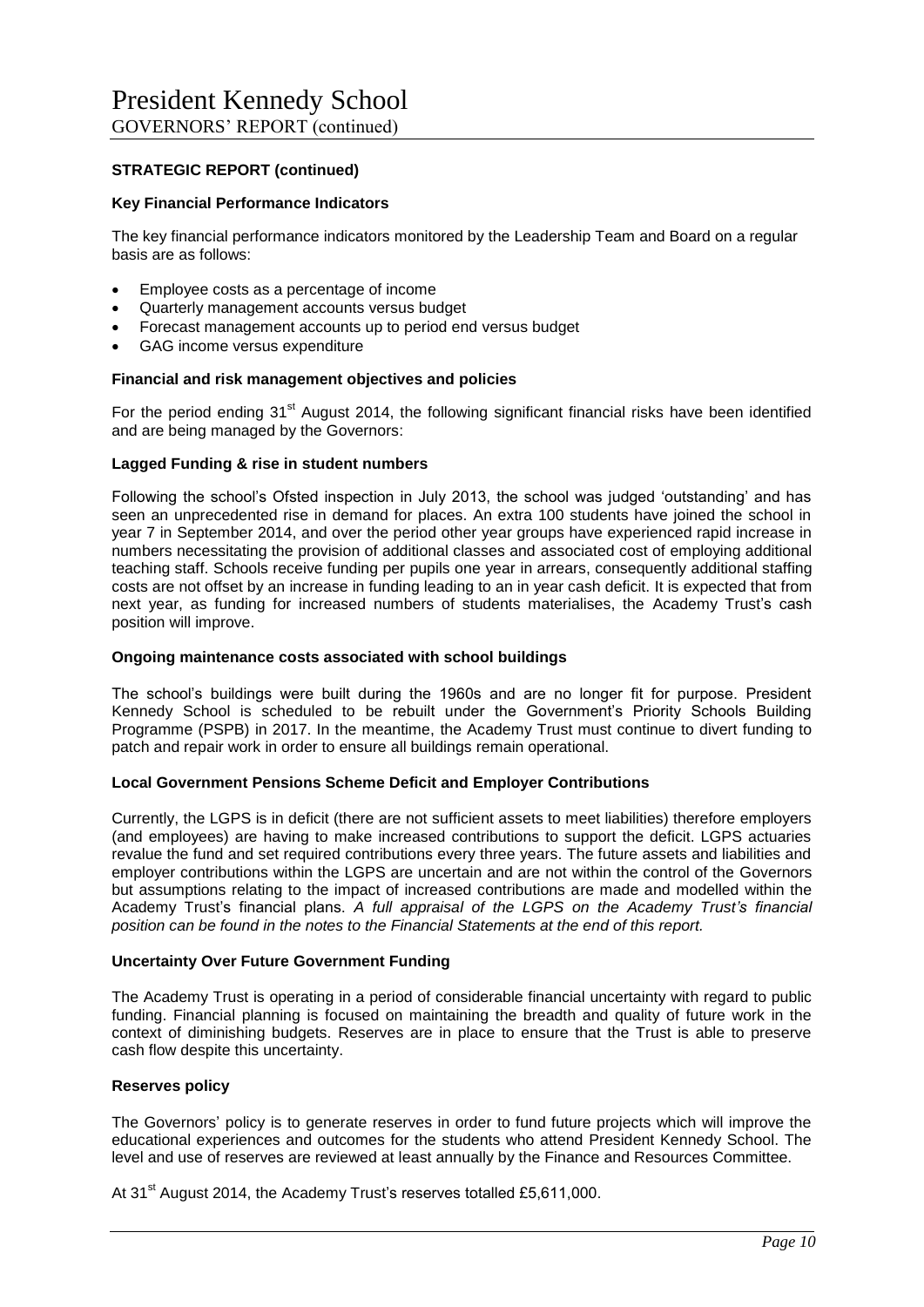**STRATEGIC REPORT (continued)**

**Key Financial Performance Indicators**

The key financial performance indicators monitored by the Leadership Team and Board on a regular basis are as follows:

- Employee costs as a percentage of income
- Quarterly management accounts versus budget
- Forecast management accounts up to period end versus budget
- GAG income versus expenditure

**Financial and risk management objectives and policies**

For the period ending 31st August 2014, the following significant financial risks have been identified and are being managed by the Governors:

**Lagged Funding & rise in student numbers**

Following the school's Ofsted inspection in July 2013, the school was judged 'outstanding' and has seen an unprecedented rise in demand for places. An extra 100 students have joined the school in year 7 in September 2014, and over the period other year groups have experienced rapid increase in numbers necessitating the provision of additional classes and associated cost of employing additional teaching staff. Schools receive funding per pupils one year in arrears, consequently additional staffing costs are not offset by an increase in funding leading to an in year cash deficit. It is expected that from next year, as funding for increased numbers of students materialises, the Academy Trust's cash position will improve.

**Ongoing maintenance costs associated with school buildings**

The school's buildings were built during the 1960s and are no longer fit for purpose. President Kennedy School is scheduled to be rebuilt under the Government's Priority Schools Building Programme (PSPB) in 2017. In the meantime, the Academy Trust must continue to divert funding to patch and repair work in order to ensure all buildings remain operational.

**Local Government Pensions Scheme Deficit and Employer Contributions**

Currently, the LGPS is in deficit (there are not sufficient assets to meet liabilities) therefore employers (and employees) are having to make increased contributions to support the deficit. LGPS actuaries revalue the fund and set required contributions every three years. The future assets and liabilities and employer contributions within the LGPS are uncertain and are not within the control of the Governors but assumptions relating to the impact of increased contributions are made and modelled within the Academy Trust's financial plans. *A full appraisal of the LGPS on the Academy Trust's financial position can be found in the notes to the Financial Statements at the end of this report.*

**Uncertainty Over Future Government Funding**

The Academy Trust is operating in a period of considerable financial uncertainty with regard to public funding. Financial planning is focused on maintaining the breadth and quality of future work in the context of diminishing budgets. Reserves are in place to ensure that the Trust is able to preserve cash flow despite this uncertainty.

**Reserves policy**

The Governors' policy is to generate reserves in order to fund future projects which will improve the educational experiences and outcomes for the students who attend President Kennedy School. The level and use of reserves are reviewed at least annually by the Finance and Resources Committee.

At 31st August 2014, the Academy Trust's reserves totalled £5,611,000.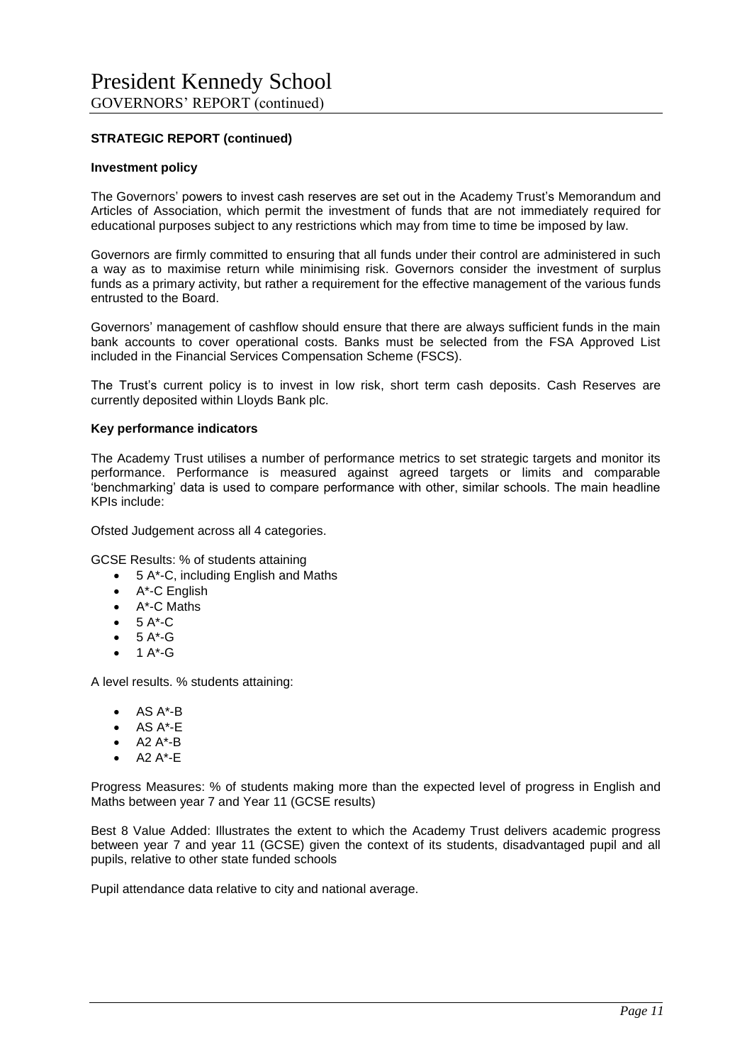# President Kennedy School

GOVERNORS' REPORT (continued)

**STRATEGIC REPORT (continued)**

**Investment policy**

The Governors' powers to invest cash reserves are set out in the Academy Trust's Memorandum and Articles of Association, which permit the investment of funds that are not immediately required for educational purposes subject to any restrictions which may from time to time be imposed by law.

Governors are firmly committed to ensuring that all funds under their control are administered in such a way as to maximise return while minimising risk. Governors consider the investment of surplus funds as a primary activity, but rather a requirement for the effective management of the various funds entrusted to the Board.

Governors' management of cashflow should ensure that there are always sufficient funds in the main bank accounts to cover operational costs. Banks must be selected from the FSA Approved List included in the Financial Services Compensation Scheme (FSCS).

The Trust's current policy is to invest in low risk, short term cash deposits. Cash Reserves are currently deposited within Lloyds Bank plc.

**Key performance indicators**

The Academy Trust utilises a number of performance metrics to set strategic targets and monitor its performance. Performance is measured against agreed targets or limits and comparable 'benchmarking' data is used to compare performance with other, similar schools. The main headline KPIs include:

Ofsted Judgement across all 4 categories.

GCSE Results: % of students attaining

- 5 A*-C, including English and Maths
- A*-C English
- A*-C Maths
- 5 A*-C
- 5 A*-G
- 1 A*-G

A level results. % students attaining:

- AS A*-B
- AS A*-E
- A2 A*-B
- A2 A*-E

Progress Measures: % of students making more than the expected level of progress in English and Maths between year 7 and Year 11 (GCSE results)

Best 8 Value Added: Illustrates the extent to which the Academy Trust delivers academic progress between year 7 and year 11 (GCSE) given the context of its students, disadvantaged pupil and all pupils, relative to other state funded schools

Pupil attendance data relative to city and national average.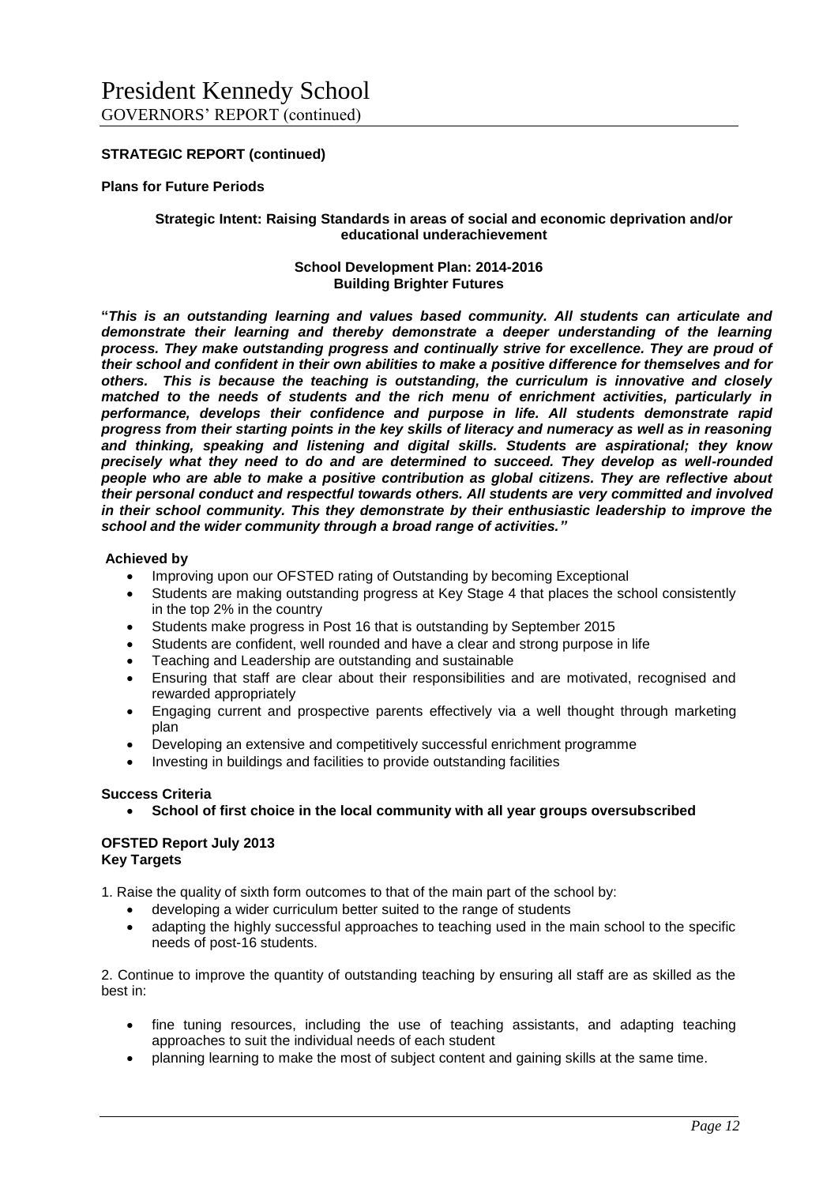**STRATEGIC REPORT (continued)**

**Plans for Future Periods**

**Strategic Intent: Raising Standards in areas of social and economic deprivation and/or educational underachievement**

**School Development Plan: 2014-2016**
**Building Brighter Futures**

**"*This is an outstanding learning and values based community. All students can articulate and demonstrate their learning and thereby demonstrate a deeper understanding of the learning process. They make outstanding progress and continually strive for excellence. They are proud of their school and confident in their own abilities to make a positive difference for themselves and for others. This is because the teaching is outstanding, the curriculum is innovative and closely matched to the needs of students and the rich menu of enrichment activities, particularly in performance, develops their confidence and purpose in life. All students demonstrate rapid progress from their starting points in the key skills of literacy and numeracy as well as in reasoning and thinking, speaking and listening and digital skills. Students are aspirational; they know precisely what they need to do and are determined to succeed. They develop as well-rounded people who are able to make a positive contribution as global citizens. They are reflective about their personal conduct and respectful towards others. All students are very committed and involved in their school community. This they demonstrate by their enthusiastic leadership to improve the school and the wider community through a broad range of activities."***

**Achieved by**

- Improving upon our OFSTED rating of Outstanding by becoming Exceptional
- Students are making outstanding progress at Key Stage 4 that places the school consistently in the top 2% in the country
- Students make progress in Post 16 that is outstanding by September 2015
- Students are confident, well rounded and have a clear and strong purpose in life
- Teaching and Leadership are outstanding and sustainable
- Ensuring that staff are clear about their responsibilities and are motivated, recognised and rewarded appropriately
- Engaging current and prospective parents effectively via a well thought through marketing plan
- Developing an extensive and competitively successful enrichment programme
- Investing in buildings and facilities to provide outstanding facilities

**Success Criteria**

- **School of first choice in the local community with all year groups oversubscribed**

**OFSTED Report July 2013**
**Key Targets**

1. Raise the quality of sixth form outcomes to that of the main part of the school by:

- developing a wider curriculum better suited to the range of students
- adapting the highly successful approaches to teaching used in the main school to the specific needs of post-16 students.

2. Continue to improve the quantity of outstanding teaching by ensuring all staff are as skilled as the best in:

- fine tuning resources, including the use of teaching assistants, and adapting teaching approaches to suit the individual needs of each student
- planning learning to make the most of subject content and gaining skills at the same time.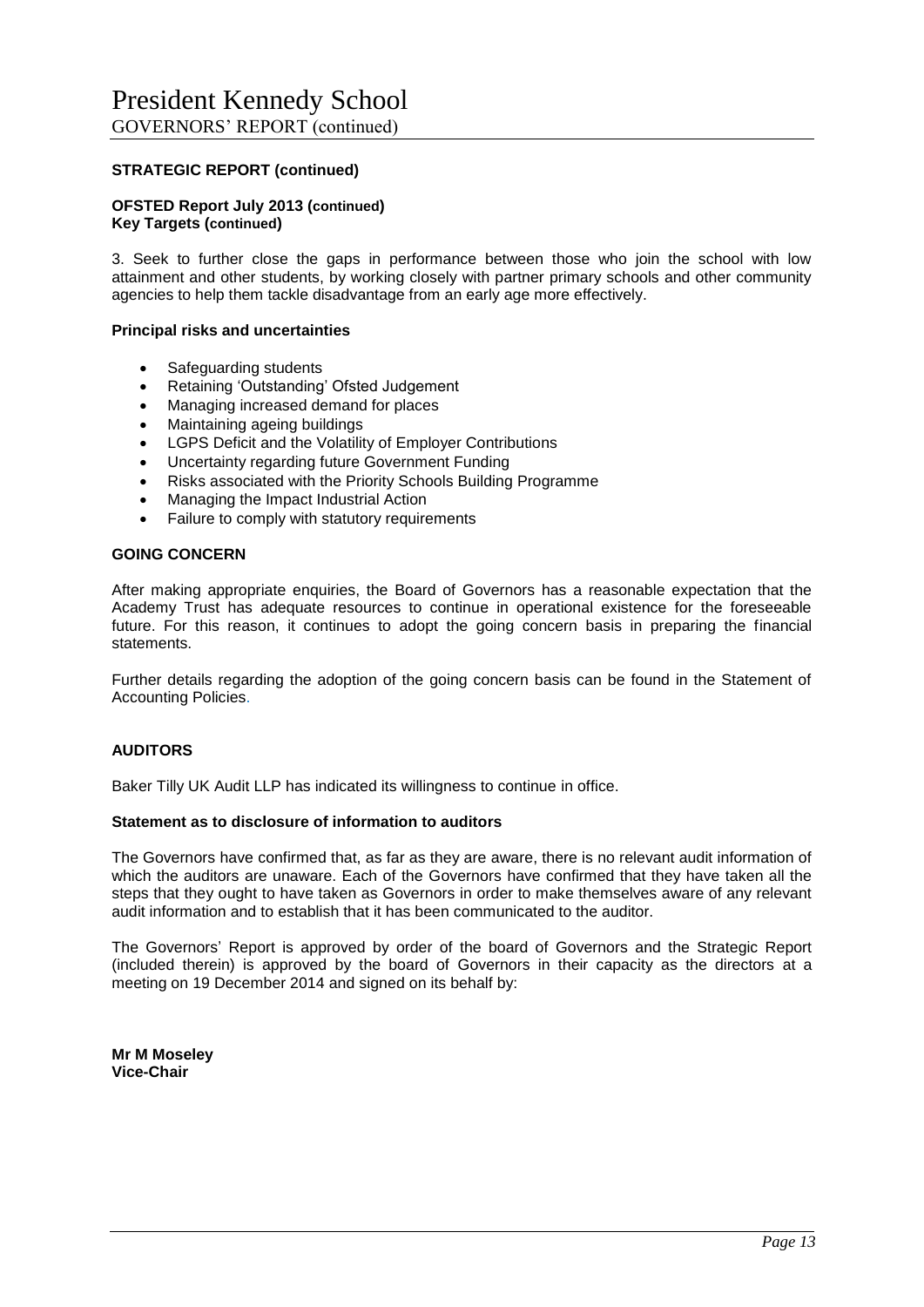**STRATEGIC REPORT (continued)**

**OFSTED Report July 2013 (continued)**
**Key Targets (continued)**

3. Seek to further close the gaps in performance between those who join the school with low attainment and other students, by working closely with partner primary schools and other community agencies to help them tackle disadvantage from an early age more effectively.

**Principal risks and uncertainties**

- Safeguarding students
- Retaining 'Outstanding' Ofsted Judgement
- Managing increased demand for places
- Maintaining ageing buildings
- LGPS Deficit and the Volatility of Employer Contributions
- Uncertainty regarding future Government Funding
- Risks associated with the Priority Schools Building Programme
- Managing the Impact Industrial Action
- Failure to comply with statutory requirements

**GOING CONCERN**

After making appropriate enquiries, the Board of Governors has a reasonable expectation that the Academy Trust has adequate resources to continue in operational existence for the foreseeable future. For this reason, it continues to adopt the going concern basis in preparing the financial statements.

Further details regarding the adoption of the going concern basis can be found in the Statement of Accounting Policies.

**AUDITORS**

Baker Tilly UK Audit LLP has indicated its willingness to continue in office.

**Statement as to disclosure of information to auditors**

The Governors have confirmed that, as far as they are aware, there is no relevant audit information of which the auditors are unaware. Each of the Governors have confirmed that they have taken all the steps that they ought to have taken as Governors in order to make themselves aware of any relevant audit information and to establish that it has been communicated to the auditor.

The Governors' Report is approved by order of the board of Governors and the Strategic Report (included therein) is approved by the board of Governors in their capacity as the directors at a meeting on 19 December 2014 and signed on its behalf by:

**Mr M Moseley**
**Vice-Chair**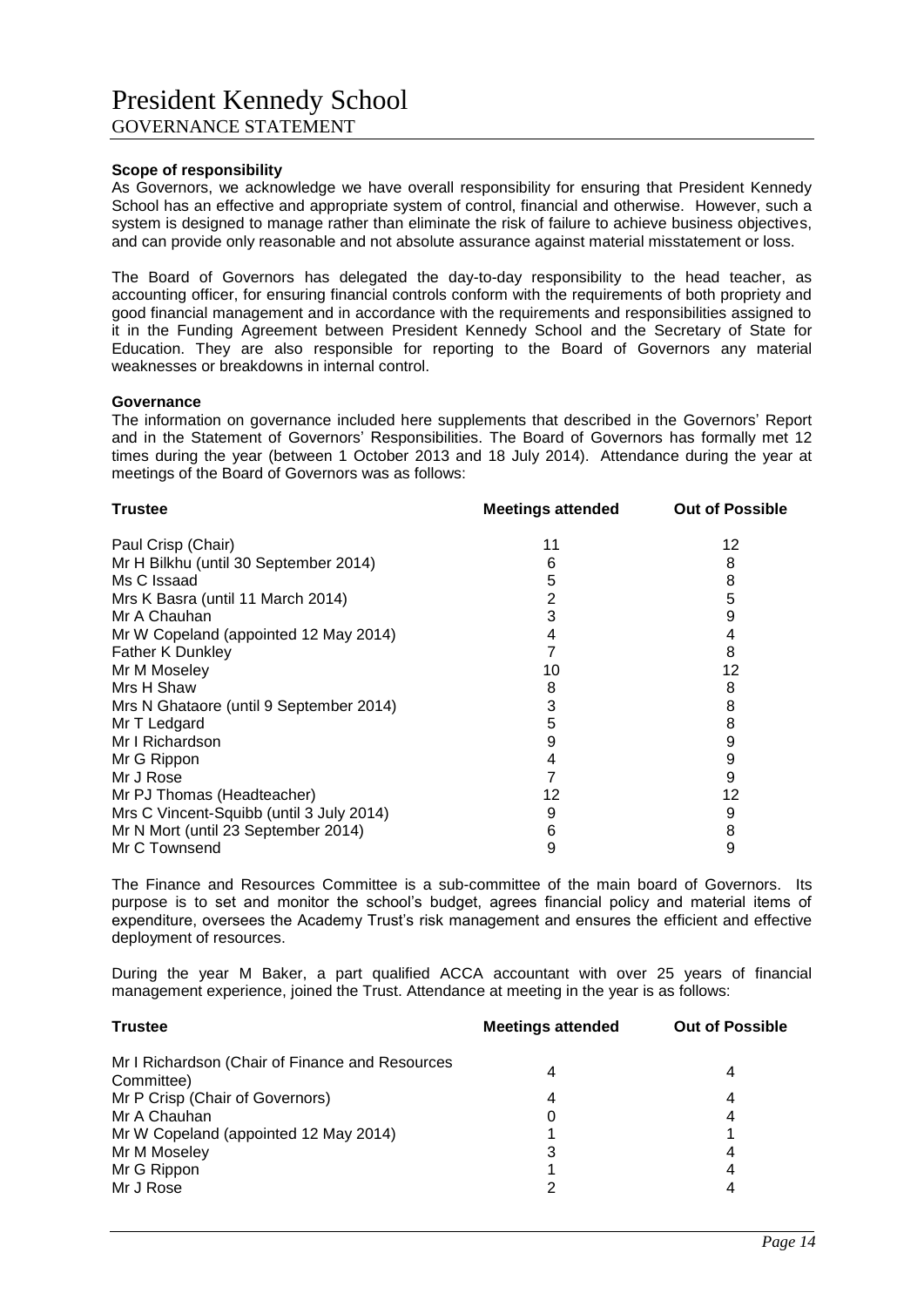# President Kennedy School

## GOVERNANCE STATEMENT

**Scope of responsibility**

As Governors, we acknowledge we have overall responsibility for ensuring that President Kennedy School has an effective and appropriate system of control, financial and otherwise. However, such a system is designed to manage rather than eliminate the risk of failure to achieve business objectives, and can provide only reasonable and not absolute assurance against material misstatement or loss.

The Board of Governors has delegated the day-to-day responsibility to the head teacher, as accounting officer, for ensuring financial controls conform with the requirements of both propriety and good financial management and in accordance with the requirements and responsibilities assigned to it in the Funding Agreement between President Kennedy School and the Secretary of State for Education. They are also responsible for reporting to the Board of Governors any material weaknesses or breakdowns in internal control.

**Governance**

The information on governance included here supplements that described in the Governors' Report and in the Statement of Governors' Responsibilities. The Board of Governors has formally met 12 times during the year (between 1 October 2013 and 18 July 2014). Attendance during the year at meetings of the Board of Governors was as follows:

| Trustee | Meetings attended | Out of Possible |
|---|---|---|
| Paul Crisp (Chair) | 11 | 12 |
| Mr H Bilkhu (until 30 September 2014) | 6 | 8 |
| Ms C Issaad | 5 | 8 |
| Mrs K Basra (until 11 March 2014) | 2 | 5 |
| Mr A Chauhan | 3 | 9 |
| Mr W Copeland (appointed 12 May 2014) | 4 | 4 |
| Father K Dunkley | 7 | 8 |
| Mr M Moseley | 10 | 12 |
| Mrs H Shaw | 8 | 8 |
| Mrs N Ghataore (until 9 September 2014) | 3 | 8 |
| Mr T Ledgard | 5 | 8 |
| Mr I Richardson | 9 | 9 |
| Mr G Rippon | 4 | 9 |
| Mr J Rose | 7 | 9 |
| Mr PJ Thomas (Headteacher) | 12 | 12 |
| Mrs C Vincent-Squibb (until 3 July 2014) | 9 | 9 |
| Mr N Mort (until 23 September 2014) | 6 | 8 |
| Mr C Townsend | 9 | 9 |

The Finance and Resources Committee is a sub-committee of the main board of Governors. Its purpose is to set and monitor the school's budget, agrees financial policy and material items of expenditure, oversees the Academy Trust's risk management and ensures the efficient and effective deployment of resources.

During the year M Baker, a part qualified ACCA accountant with over 25 years of financial management experience, joined the Trust. Attendance at meeting in the year is as follows:

| Trustee | Meetings attended | Out of Possible |
|---|---|---|
| Mr I Richardson (Chair of Finance and Resources Committee) | 4 | 4 |
| Mr P Crisp (Chair of Governors) | 4 | 4 |
| Mr A Chauhan | 0 | 4 |
| Mr W Copeland (appointed 12 May 2014) | 1 | 1 |
| Mr M Moseley | 3 | 4 |
| Mr G Rippon | 1 | 4 |
| Mr J Rose | 2 | 4 |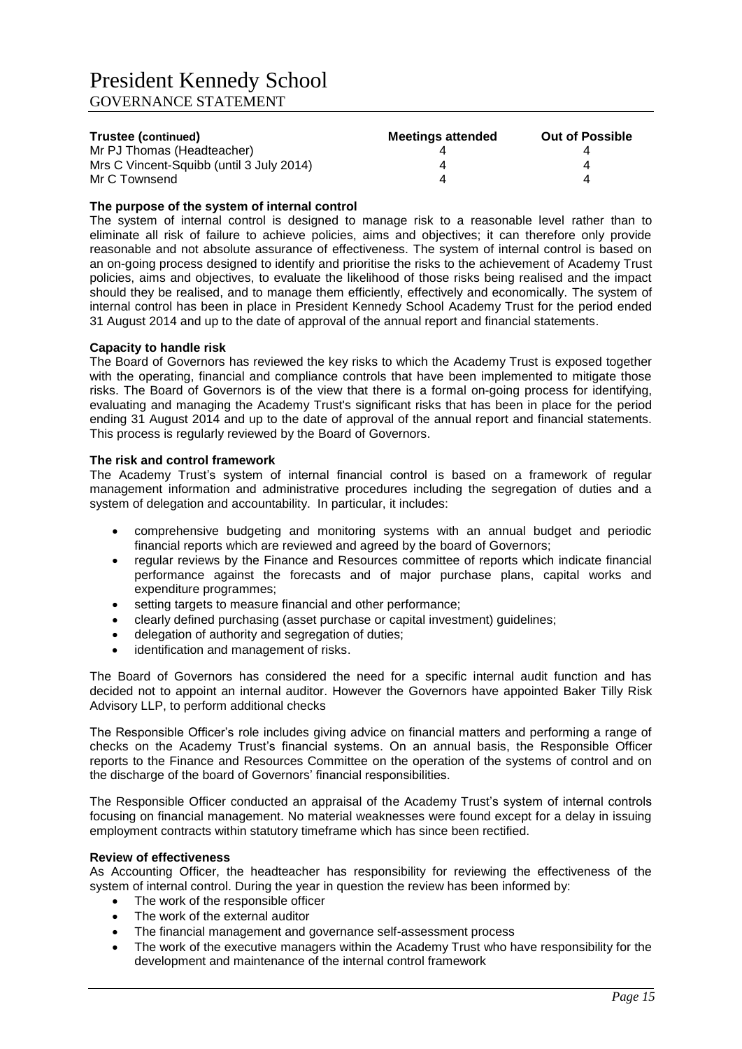| Trustee (continued) | Meetings attended | Out of Possible |
| --- | --- | --- |
| Mr PJ Thomas (Headteacher) | 4 | 4 |
| Mrs C Vincent-Squibb (until 3 July 2014) | 4 | 4 |
| Mr C Townsend | 4 | 4 |

**The purpose of the system of internal control**

The system of internal control is designed to manage risk to a reasonable level rather than to eliminate all risk of failure to achieve policies, aims and objectives; it can therefore only provide reasonable and not absolute assurance of effectiveness. The system of internal control is based on an on-going process designed to identify and prioritise the risks to the achievement of Academy Trust policies, aims and objectives, to evaluate the likelihood of those risks being realised and the impact should they be realised, and to manage them efficiently, effectively and economically. The system of internal control has been in place in President Kennedy School Academy Trust for the period ended 31 August 2014 and up to the date of approval of the annual report and financial statements.

**Capacity to handle risk**

The Board of Governors has reviewed the key risks to which the Academy Trust is exposed together with the operating, financial and compliance controls that have been implemented to mitigate those risks. The Board of Governors is of the view that there is a formal on-going process for identifying, evaluating and managing the Academy Trust's significant risks that has been in place for the period ending 31 August 2014 and up to the date of approval of the annual report and financial statements. This process is regularly reviewed by the Board of Governors.

**The risk and control framework**

The Academy Trust's system of internal financial control is based on a framework of regular management information and administrative procedures including the segregation of duties and a system of delegation and accountability. In particular, it includes:

- comprehensive budgeting and monitoring systems with an annual budget and periodic financial reports which are reviewed and agreed by the board of Governors;
- regular reviews by the Finance and Resources committee of reports which indicate financial performance against the forecasts and of major purchase plans, capital works and expenditure programmes;
- setting targets to measure financial and other performance;
- clearly defined purchasing (asset purchase or capital investment) guidelines;
- delegation of authority and segregation of duties;
- identification and management of risks.

The Board of Governors has considered the need for a specific internal audit function and has decided not to appoint an internal auditor. However the Governors have appointed Baker Tilly Risk Advisory LLP, to perform additional checks

The Responsible Officer's role includes giving advice on financial matters and performing a range of checks on the Academy Trust's financial systems. On an annual basis, the Responsible Officer reports to the Finance and Resources Committee on the operation of the systems of control and on the discharge of the board of Governors' financial responsibilities.

The Responsible Officer conducted an appraisal of the Academy Trust's system of internal controls focusing on financial management. No material weaknesses were found except for a delay in issuing employment contracts within statutory timeframe which has since been rectified.

**Review of effectiveness**

As Accounting Officer, the headteacher has responsibility for reviewing the effectiveness of the system of internal control. During the year in question the review has been informed by:

- The work of the responsible officer
- The work of the external auditor
- The financial management and governance self-assessment process
- The work of the executive managers within the Academy Trust who have responsibility for the development and maintenance of the internal control framework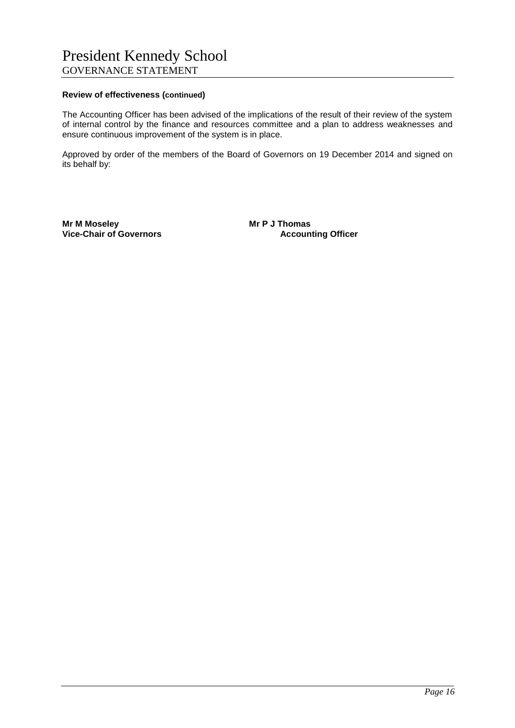**Review of effectiveness (continued)**

The Accounting Officer has been advised of the implications of the result of their review of the system of internal control by the finance and resources committee and a plan to address weaknesses and ensure continuous improvement of the system is in place.

Approved by order of the members of the Board of Governors on 19 December 2014 and signed on its behalf by:

**Mr M Moseley**
**Vice-Chair of Governors**

**Mr P J Thomas**
**Accounting Officer**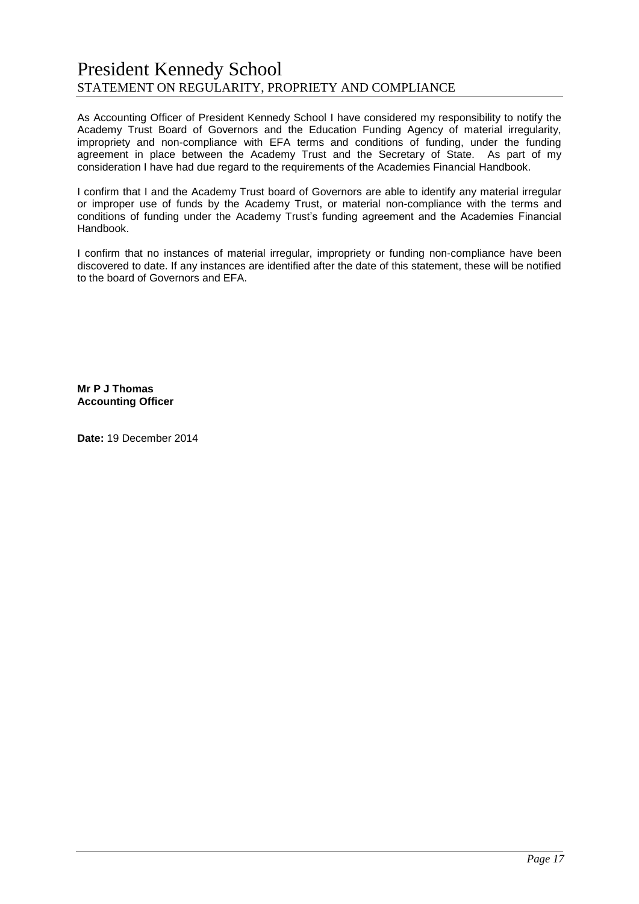# President Kennedy School

## STATEMENT ON REGULARITY, PROPRIETY AND COMPLIANCE

As Accounting Officer of President Kennedy School I have considered my responsibility to notify the Academy Trust Board of Governors and the Education Funding Agency of material irregularity, impropriety and non-compliance with EFA terms and conditions of funding, under the funding agreement in place between the Academy Trust and the Secretary of State. As part of my consideration I have had due regard to the requirements of the Academies Financial Handbook.

I confirm that I and the Academy Trust board of Governors are able to identify any material irregular or improper use of funds by the Academy Trust, or material non-compliance with the terms and conditions of funding under the Academy Trust's funding agreement and the Academies Financial Handbook.

I confirm that no instances of material irregular, impropriety or funding non-compliance have been discovered to date. If any instances are identified after the date of this statement, these will be notified to the board of Governors and EFA.

**Mr P J Thomas**
**Accounting Officer**

**Date:** 19 December 2014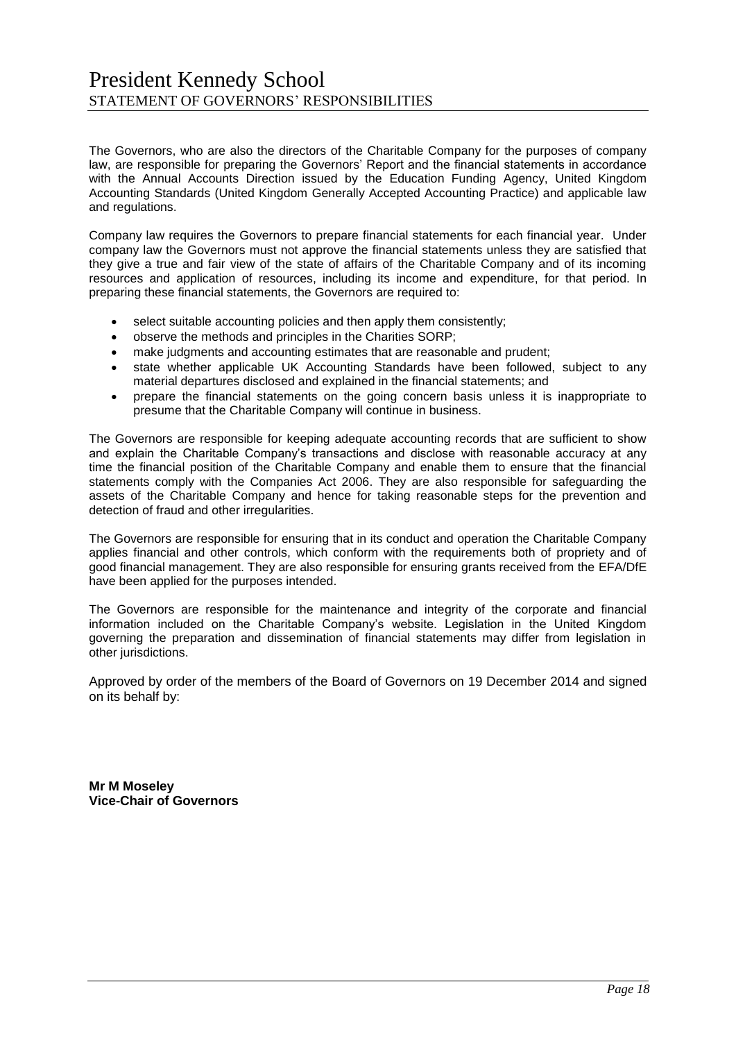# President Kennedy School

## STATEMENT OF GOVERNORS' RESPONSIBILITIES

The Governors, who are also the directors of the Charitable Company for the purposes of company law, are responsible for preparing the Governors' Report and the financial statements in accordance with the Annual Accounts Direction issued by the Education Funding Agency, United Kingdom Accounting Standards (United Kingdom Generally Accepted Accounting Practice) and applicable law and regulations.

Company law requires the Governors to prepare financial statements for each financial year. Under company law the Governors must not approve the financial statements unless they are satisfied that they give a true and fair view of the state of affairs of the Charitable Company and of its incoming resources and application of resources, including its income and expenditure, for that period. In preparing these financial statements, the Governors are required to:

- select suitable accounting policies and then apply them consistently;
- observe the methods and principles in the Charities SORP;
- make judgments and accounting estimates that are reasonable and prudent;
- state whether applicable UK Accounting Standards have been followed, subject to any material departures disclosed and explained in the financial statements; and
- prepare the financial statements on the going concern basis unless it is inappropriate to presume that the Charitable Company will continue in business.

The Governors are responsible for keeping adequate accounting records that are sufficient to show and explain the Charitable Company's transactions and disclose with reasonable accuracy at any time the financial position of the Charitable Company and enable them to ensure that the financial statements comply with the Companies Act 2006. They are also responsible for safeguarding the assets of the Charitable Company and hence for taking reasonable steps for the prevention and detection of fraud and other irregularities.

The Governors are responsible for ensuring that in its conduct and operation the Charitable Company applies financial and other controls, which conform with the requirements both of propriety and of good financial management. They are also responsible for ensuring grants received from the EFA/DfE have been applied for the purposes intended.

The Governors are responsible for the maintenance and integrity of the corporate and financial information included on the Charitable Company's website. Legislation in the United Kingdom governing the preparation and dissemination of financial statements may differ from legislation in other jurisdictions.

Approved by order of the members of the Board of Governors on 19 December 2014 and signed on its behalf by:

**Mr M Moseley**
**Vice-Chair of Governors**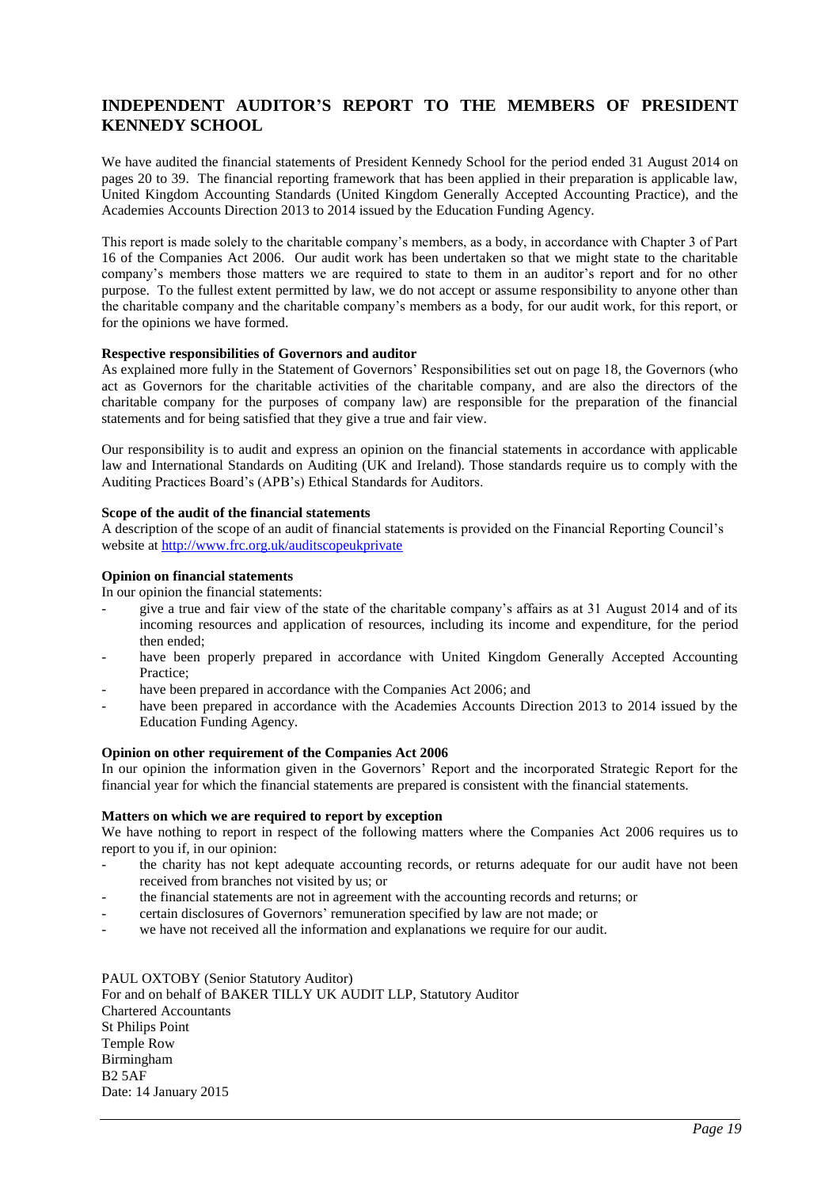# INDEPENDENT AUDITOR'S REPORT TO THE MEMBERS OF PRESIDENT KENNEDY SCHOOL

We have audited the financial statements of President Kennedy School for the period ended 31 August 2014 on pages 20 to 39. The financial reporting framework that has been applied in their preparation is applicable law, United Kingdom Accounting Standards (United Kingdom Generally Accepted Accounting Practice), and the Academies Accounts Direction 2013 to 2014 issued by the Education Funding Agency.

This report is made solely to the charitable company's members, as a body, in accordance with Chapter 3 of Part 16 of the Companies Act 2006. Our audit work has been undertaken so that we might state to the charitable company's members those matters we are required to state to them in an auditor's report and for no other purpose. To the fullest extent permitted by law, we do not accept or assume responsibility to anyone other than the charitable company and the charitable company's members as a body, for our audit work, for this report, or for the opinions we have formed.

**Respective responsibilities of Governors and auditor**

As explained more fully in the Statement of Governors' Responsibilities set out on page 18, the Governors (who act as Governors for the charitable activities of the charitable company, and are also the directors of the charitable company for the purposes of company law) are responsible for the preparation of the financial statements and for being satisfied that they give a true and fair view.

Our responsibility is to audit and express an opinion on the financial statements in accordance with applicable law and International Standards on Auditing (UK and Ireland). Those standards require us to comply with the Auditing Practices Board's (APB's) Ethical Standards for Auditors.

**Scope of the audit of the financial statements**

A description of the scope of an audit of financial statements is provided on the Financial Reporting Council's website at http://www.frc.org.uk/auditscopeukprivate

**Opinion on financial statements**

In our opinion the financial statements:

- give a true and fair view of the state of the charitable company's affairs as at 31 August 2014 and of its incoming resources and application of resources, including its income and expenditure, for the period then ended;
- have been properly prepared in accordance with United Kingdom Generally Accepted Accounting Practice;
- have been prepared in accordance with the Companies Act 2006; and
- have been prepared in accordance with the Academies Accounts Direction 2013 to 2014 issued by the Education Funding Agency.

**Opinion on other requirement of the Companies Act 2006**

In our opinion the information given in the Governors' Report and the incorporated Strategic Report for the financial year for which the financial statements are prepared is consistent with the financial statements.

**Matters on which we are required to report by exception**

We have nothing to report in respect of the following matters where the Companies Act 2006 requires us to report to you if, in our opinion:

- the charity has not kept adequate accounting records, or returns adequate for our audit have not been received from branches not visited by us; or
- the financial statements are not in agreement with the accounting records and returns; or
- certain disclosures of Governors' remuneration specified by law are not made; or
- we have not received all the information and explanations we require for our audit.

PAUL OXTOBY (Senior Statutory Auditor)
For and on behalf of BAKER TILLY UK AUDIT LLP, Statutory Auditor
Chartered Accountants
St Philips Point
Temple Row
Birmingham
B2 5AF
Date: 14 January 2015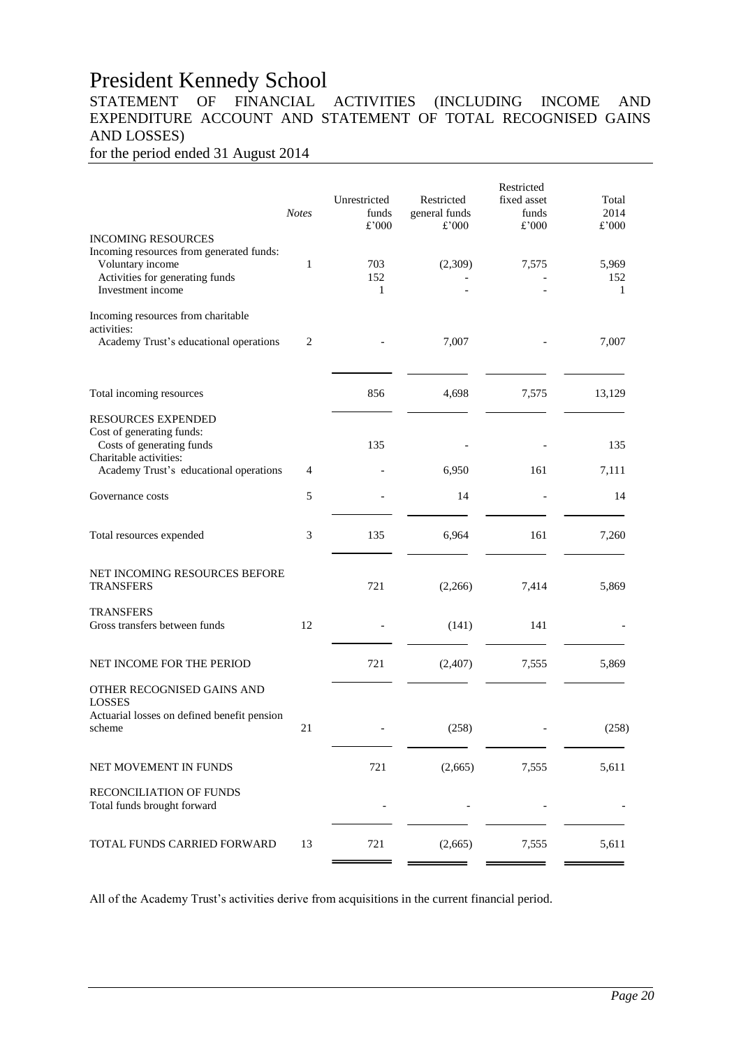# President Kennedy School

## STATEMENT OF FINANCIAL ACTIVITIES (INCLUDING INCOME AND EXPENDITURE ACCOUNT AND STATEMENT OF TOTAL RECOGNISED GAINS AND LOSSES)

for the period ended 31 August 2014

| | *Notes* | Unrestricted funds £'000 | Restricted general funds £'000 | Restricted fixed asset funds £'000 | Total 2014 £'000 |
|---|---|---|---|---|---|
| INCOMING RESOURCES | | | | | |
| Incoming resources from generated funds: | | | | | |
| Voluntary income | 1 | 703 | (2,309) | 7,575 | 5,969 |
| Activities for generating funds | | 152 | - | - | 152 |
| Investment income | | 1 | - | - | 1 |
| Incoming resources from charitable activities: | | | | | |
| Academy Trust's educational operations | 2 | - | 7,007 | - | 7,007 |
| Total incoming resources | | 856 | 4,698 | 7,575 | 13,129 |
| RESOURCES EXPENDED | | | | | |
| Cost of generating funds: | | | | | |
| Costs of generating funds | | 135 | - | - | 135 |
| Charitable activities: | | | | | |
| Academy Trust's educational operations | 4 | - | 6,950 | 161 | 7,111 |
| Governance costs | 5 | - | 14 | - | 14 |
| Total resources expended | 3 | 135 | 6,964 | 161 | 7,260 |
| NET INCOMING RESOURCES BEFORE TRANSFERS | | 721 | (2,266) | 7,414 | 5,869 |
| TRANSFERS | | | | | |
| Gross transfers between funds | 12 | - | (141) | 141 | - |
| NET INCOME FOR THE PERIOD | | 721 | (2,407) | 7,555 | 5,869 |
| OTHER RECOGNISED GAINS AND LOSSES | | | | | |
| Actuarial losses on defined benefit pension scheme | 21 | - | (258) | - | (258) |
| NET MOVEMENT IN FUNDS | | 721 | (2,665) | 7,555 | 5,611 |
| RECONCILIATION OF FUNDS | | | | | |
| Total funds brought forward | | - | - | - | - |
| TOTAL FUNDS CARRIED FORWARD | 13 | 721 | (2,665) | 7,555 | 5,611 |

All of the Academy Trust's activities derive from acquisitions in the current financial period.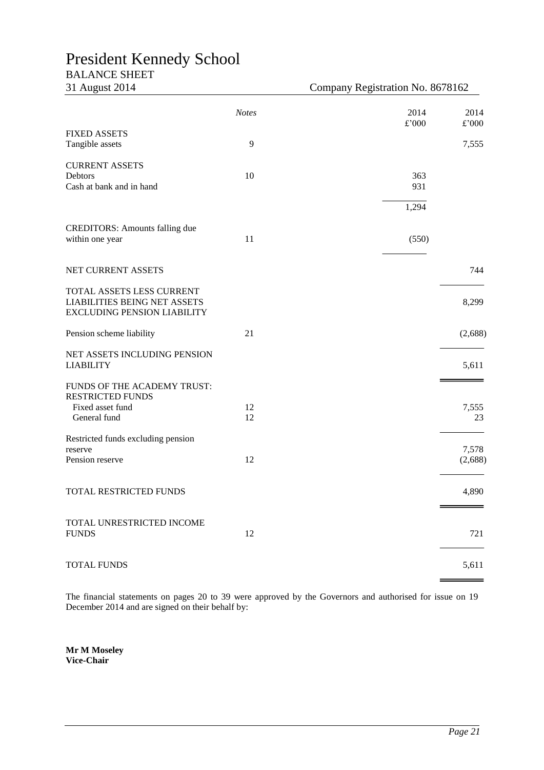# President Kennedy School

## BALANCE SHEET

31 August 2014 — Company Registration No. 8678162

| | *Notes* | 2014 £'000 | 2014 £'000 |
|---|---|---|---|
| FIXED ASSETS | | | |
| Tangible assets | 9 | | 7,555 |
| CURRENT ASSETS | | | |
| Debtors | 10 | 363 | |
| Cash at bank and in hand | | 931 | |
| | | 1,294 | |
| CREDITORS: Amounts falling due within one year | 11 | (550) | |
| NET CURRENT ASSETS | | | 744 |
| TOTAL ASSETS LESS CURRENT LIABILITIES BEING NET ASSETS EXCLUDING PENSION LIABILITY | | | 8,299 |
| Pension scheme liability | 21 | | (2,688) |
| NET ASSETS INCLUDING PENSION LIABILITY | | | 5,611 |
| FUNDS OF THE ACADEMY TRUST: | | | |
| RESTRICTED FUNDS | | | |
| Fixed asset fund | 12 | | 7,555 |
| General fund | 12 | | 23 |
| Restricted funds excluding pension reserve | | | 7,578 |
| Pension reserve | 12 | | (2,688) |
| TOTAL RESTRICTED FUNDS | | | 4,890 |
| TOTAL UNRESTRICTED INCOME FUNDS | 12 | | 721 |
| TOTAL FUNDS | | | 5,611 |

The financial statements on pages 20 to 39 were approved by the Governors and authorised for issue on 19 December 2014 and are signed on their behalf by:

**Mr M Moseley**
**Vice-Chair**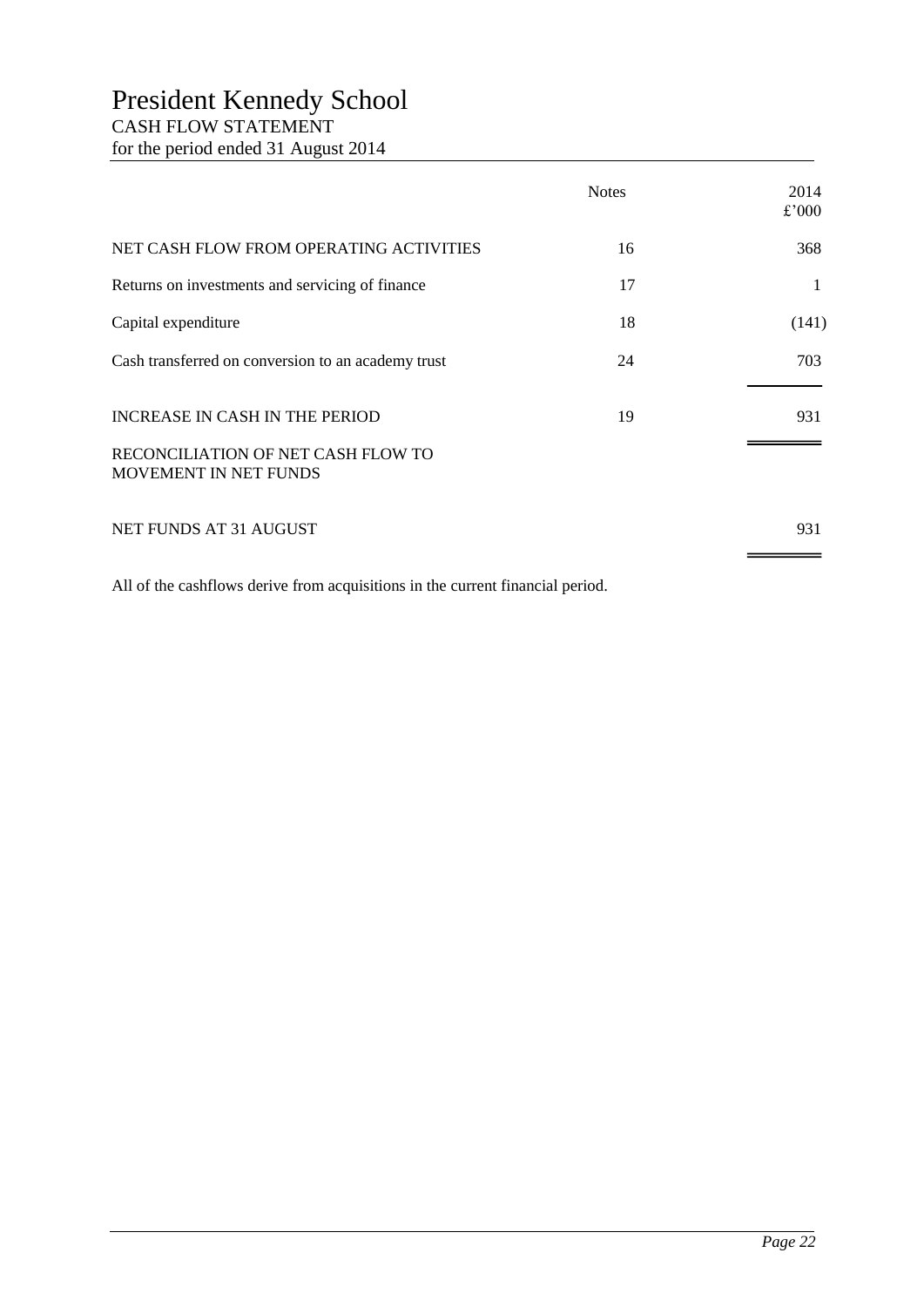# President Kennedy School

## CASH FLOW STATEMENT

for the period ended 31 August 2014

| | Notes | 2014 £'000 |
|---|---|---|
| NET CASH FLOW FROM OPERATING ACTIVITIES | 16 | 368 |
| Returns on investments and servicing of finance | 17 | 1 |
| Capital expenditure | 18 | (141) |
| Cash transferred on conversion to an academy trust | 24 | 703 |
| INCREASE IN CASH IN THE PERIOD | 19 | 931 |
| RECONCILIATION OF NET CASH FLOW TO MOVEMENT IN NET FUNDS | | |
| NET FUNDS AT 31 AUGUST | | 931 |

All of the cashflows derive from acquisitions in the current financial period.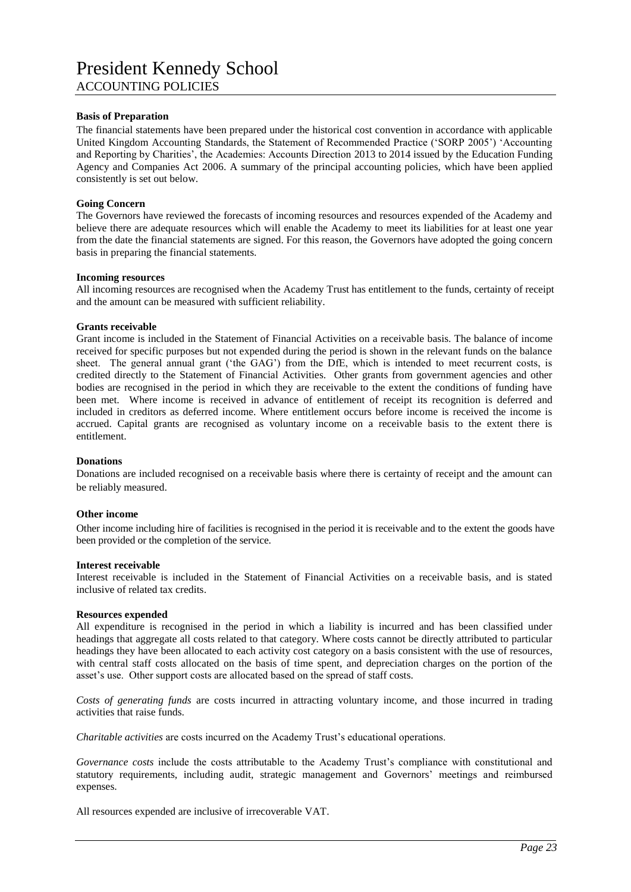# President Kennedy School

## ACCOUNTING POLICIES

**Basis of Preparation**

The financial statements have been prepared under the historical cost convention in accordance with applicable United Kingdom Accounting Standards, the Statement of Recommended Practice ('SORP 2005') 'Accounting and Reporting by Charities', the Academies: Accounts Direction 2013 to 2014 issued by the Education Funding Agency and Companies Act 2006. A summary of the principal accounting policies, which have been applied consistently is set out below.

**Going Concern**

The Governors have reviewed the forecasts of incoming resources and resources expended of the Academy and believe there are adequate resources which will enable the Academy to meet its liabilities for at least one year from the date the financial statements are signed. For this reason, the Governors have adopted the going concern basis in preparing the financial statements.

**Incoming resources**

All incoming resources are recognised when the Academy Trust has entitlement to the funds, certainty of receipt and the amount can be measured with sufficient reliability.

**Grants receivable**

Grant income is included in the Statement of Financial Activities on a receivable basis. The balance of income received for specific purposes but not expended during the period is shown in the relevant funds on the balance sheet. The general annual grant ('the GAG') from the DfE, which is intended to meet recurrent costs, is credited directly to the Statement of Financial Activities. Other grants from government agencies and other bodies are recognised in the period in which they are receivable to the extent the conditions of funding have been met. Where income is received in advance of entitlement of receipt its recognition is deferred and included in creditors as deferred income. Where entitlement occurs before income is received the income is accrued. Capital grants are recognised as voluntary income on a receivable basis to the extent there is entitlement.

**Donations**

Donations are included recognised on a receivable basis where there is certainty of receipt and the amount can be reliably measured.

**Other income**

Other income including hire of facilities is recognised in the period it is receivable and to the extent the goods have been provided or the completion of the service.

**Interest receivable**

Interest receivable is included in the Statement of Financial Activities on a receivable basis, and is stated inclusive of related tax credits.

**Resources expended**

All expenditure is recognised in the period in which a liability is incurred and has been classified under headings that aggregate all costs related to that category. Where costs cannot be directly attributed to particular headings they have been allocated to each activity cost category on a basis consistent with the use of resources, with central staff costs allocated on the basis of time spent, and depreciation charges on the portion of the asset's use. Other support costs are allocated based on the spread of staff costs.

*Costs of generating funds* are costs incurred in attracting voluntary income, and those incurred in trading activities that raise funds.

*Charitable activities* are costs incurred on the Academy Trust's educational operations.

*Governance costs* include the costs attributable to the Academy Trust's compliance with constitutional and statutory requirements, including audit, strategic management and Governors' meetings and reimbursed expenses.

All resources expended are inclusive of irrecoverable VAT.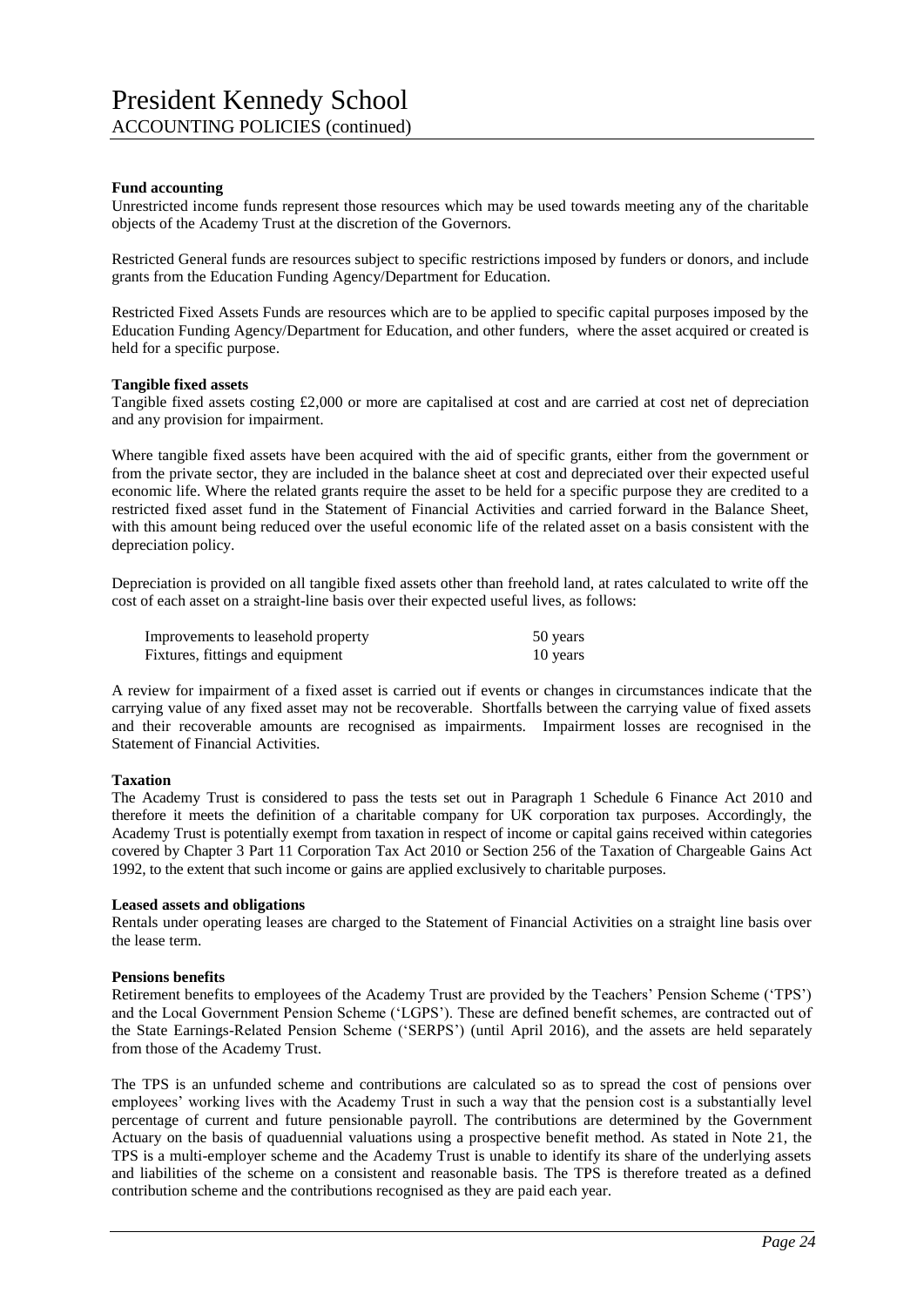**Fund accounting**

Unrestricted income funds represent those resources which may be used towards meeting any of the charitable objects of the Academy Trust at the discretion of the Governors.

Restricted General funds are resources subject to specific restrictions imposed by funders or donors, and include grants from the Education Funding Agency/Department for Education.

Restricted Fixed Assets Funds are resources which are to be applied to specific capital purposes imposed by the Education Funding Agency/Department for Education, and other funders, where the asset acquired or created is held for a specific purpose.

**Tangible fixed assets**

Tangible fixed assets costing £2,000 or more are capitalised at cost and are carried at cost net of depreciation and any provision for impairment.

Where tangible fixed assets have been acquired with the aid of specific grants, either from the government or from the private sector, they are included in the balance sheet at cost and depreciated over their expected useful economic life. Where the related grants require the asset to be held for a specific purpose they are credited to a restricted fixed asset fund in the Statement of Financial Activities and carried forward in the Balance Sheet, with this amount being reduced over the useful economic life of the related asset on a basis consistent with the depreciation policy.

Depreciation is provided on all tangible fixed assets other than freehold land, at rates calculated to write off the cost of each asset on a straight-line basis over their expected useful lives, as follows:

| | |
|---|---|
| Improvements to leasehold property | 50 years |
| Fixtures, fittings and equipment | 10 years |

A review for impairment of a fixed asset is carried out if events or changes in circumstances indicate that the carrying value of any fixed asset may not be recoverable. Shortfalls between the carrying value of fixed assets and their recoverable amounts are recognised as impairments. Impairment losses are recognised in the Statement of Financial Activities.

**Taxation**

The Academy Trust is considered to pass the tests set out in Paragraph 1 Schedule 6 Finance Act 2010 and therefore it meets the definition of a charitable company for UK corporation tax purposes. Accordingly, the Academy Trust is potentially exempt from taxation in respect of income or capital gains received within categories covered by Chapter 3 Part 11 Corporation Tax Act 2010 or Section 256 of the Taxation of Chargeable Gains Act 1992, to the extent that such income or gains are applied exclusively to charitable purposes.

**Leased assets and obligations**

Rentals under operating leases are charged to the Statement of Financial Activities on a straight line basis over the lease term.

**Pensions benefits**

Retirement benefits to employees of the Academy Trust are provided by the Teachers' Pension Scheme ('TPS') and the Local Government Pension Scheme ('LGPS'). These are defined benefit schemes, are contracted out of the State Earnings-Related Pension Scheme ('SERPS') (until April 2016), and the assets are held separately from those of the Academy Trust.

The TPS is an unfunded scheme and contributions are calculated so as to spread the cost of pensions over employees' working lives with the Academy Trust in such a way that the pension cost is a substantially level percentage of current and future pensionable payroll. The contributions are determined by the Government Actuary on the basis of quaduennial valuations using a prospective benefit method. As stated in Note 21, the TPS is a multi-employer scheme and the Academy Trust is unable to identify its share of the underlying assets and liabilities of the scheme on a consistent and reasonable basis. The TPS is therefore treated as a defined contribution scheme and the contributions recognised as they are paid each year.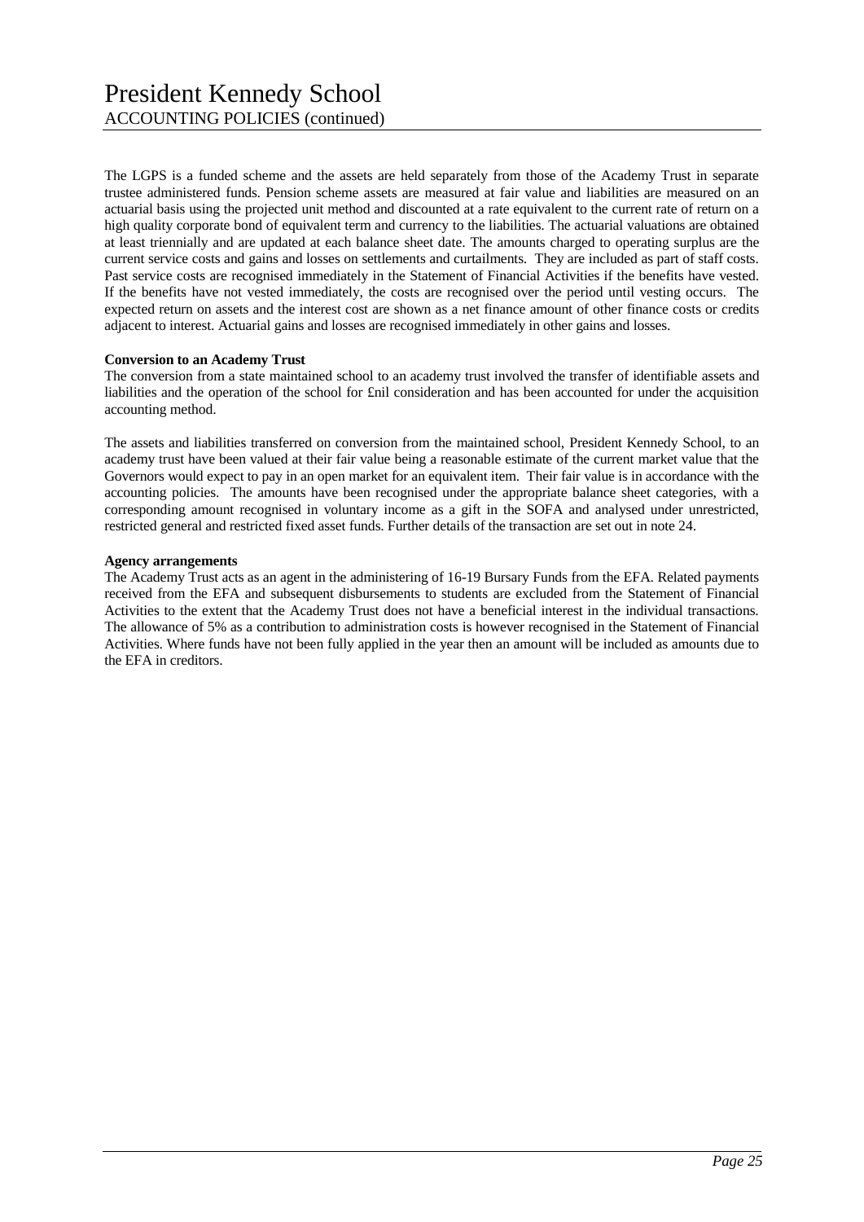The LGPS is a funded scheme and the assets are held separately from those of the Academy Trust in separate trustee administered funds. Pension scheme assets are measured at fair value and liabilities are measured on an actuarial basis using the projected unit method and discounted at a rate equivalent to the current rate of return on a high quality corporate bond of equivalent term and currency to the liabilities. The actuarial valuations are obtained at least triennially and are updated at each balance sheet date. The amounts charged to operating surplus are the current service costs and gains and losses on settlements and curtailments. They are included as part of staff costs. Past service costs are recognised immediately in the Statement of Financial Activities if the benefits have vested. If the benefits have not vested immediately, the costs are recognised over the period until vesting occurs. The expected return on assets and the interest cost are shown as a net finance amount of other finance costs or credits adjacent to interest. Actuarial gains and losses are recognised immediately in other gains and losses.

**Conversion to an Academy Trust**

The conversion from a state maintained school to an academy trust involved the transfer of identifiable assets and liabilities and the operation of the school for £nil consideration and has been accounted for under the acquisition accounting method.

The assets and liabilities transferred on conversion from the maintained school, President Kennedy School, to an academy trust have been valued at their fair value being a reasonable estimate of the current market value that the Governors would expect to pay in an open market for an equivalent item. Their fair value is in accordance with the accounting policies. The amounts have been recognised under the appropriate balance sheet categories, with a corresponding amount recognised in voluntary income as a gift in the SOFA and analysed under unrestricted, restricted general and restricted fixed asset funds. Further details of the transaction are set out in note 24.

**Agency arrangements**

The Academy Trust acts as an agent in the administering of 16-19 Bursary Funds from the EFA. Related payments received from the EFA and subsequent disbursements to students are excluded from the Statement of Financial Activities to the extent that the Academy Trust does not have a beneficial interest in the individual transactions. The allowance of 5% as a contribution to administration costs is however recognised in the Statement of Financial Activities. Where funds have not been fully applied in the year then an amount will be included as amounts due to the EFA in creditors.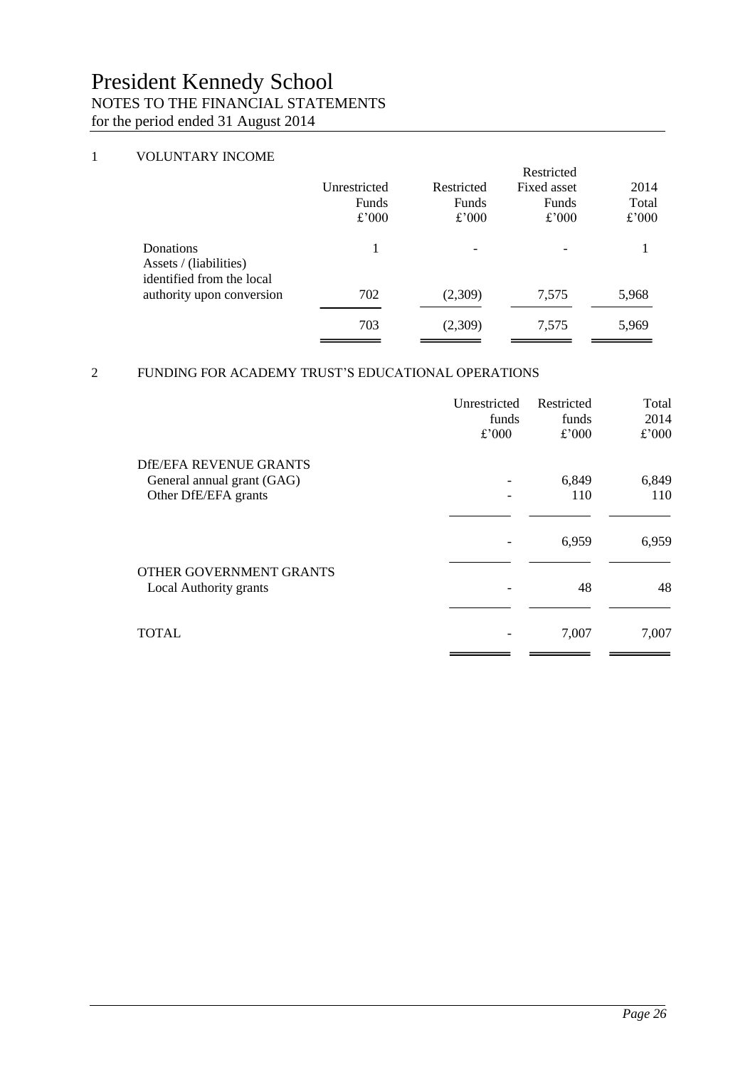# President Kennedy School

NOTES TO THE FINANCIAL STATEMENTS
for the period ended 31 August 2014

## 1 VOLUNTARY INCOME

| | Unrestricted Funds £'000 | Restricted Funds £'000 | Restricted Fixed asset Funds £'000 | 2014 Total £'000 |
|---|---|---|---|---|
| Donations | 1 | - | - | 1 |
| Assets / (liabilities) identified from the local authority upon conversion | 702 | (2,309) | 7,575 | 5,968 |
| | 703 | (2,309) | 7,575 | 5,969 |

## 2 FUNDING FOR ACADEMY TRUST'S EDUCATIONAL OPERATIONS

| | Unrestricted funds £'000 | Restricted funds £'000 | Total 2014 £'000 |
|---|---|---|---|
| DfE/EFA REVENUE GRANTS | | | |
| General annual grant (GAG) | - | 6,849 | 6,849 |
| Other DfE/EFA grants | - | 110 | 110 |
| | - | 6,959 | 6,959 |
| OTHER GOVERNMENT GRANTS | | | |
| Local Authority grants | - | 48 | 48 |
| TOTAL | - | 7,007 | 7,007 |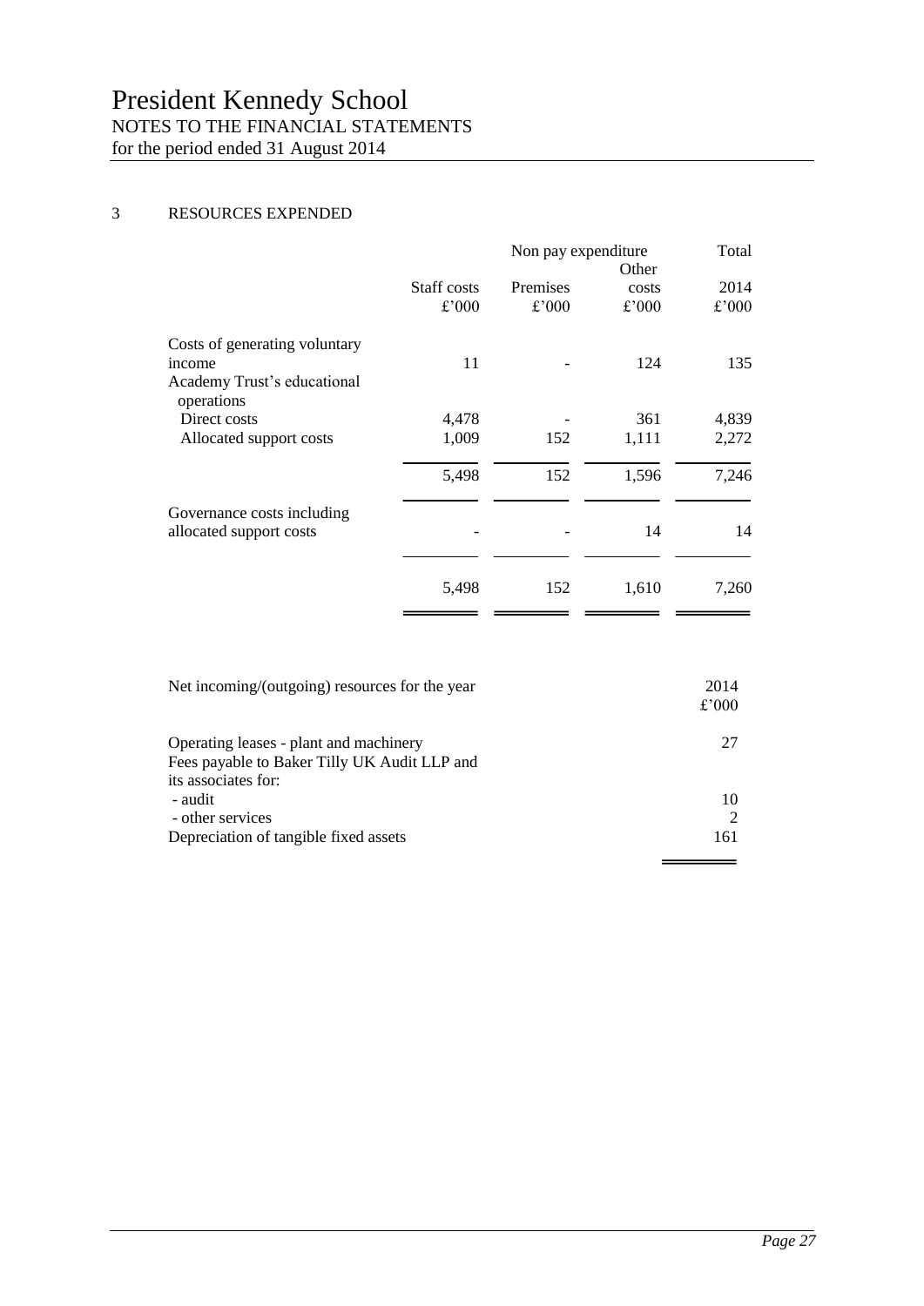# President Kennedy School

NOTES TO THE FINANCIAL STATEMENTS
for the period ended 31 August 2014

## 3 RESOURCES EXPENDED

| | Staff costs | Non pay expenditure | | Total |
|---|---|---|---|---|
| | | Premises | Other costs | 2014 |
| | £'000 | £'000 | £'000 | £'000 |
| Costs of generating voluntary income | 11 | - | 124 | 135 |
| Academy Trust's educational operations | | | | |
| Direct costs | 4,478 | - | 361 | 4,839 |
| Allocated support costs | 1,009 | 152 | 1,111 | 2,272 |
| | 5,498 | 152 | 1,596 | 7,246 |
| Governance costs including allocated support costs | - | - | 14 | 14 |
| | 5,498 | 152 | 1,610 | 7,260 |

| Net incoming/(outgoing) resources for the year | 2014 |
|---|---|
| | £'000 |
| Operating leases - plant and machinery | 27 |
| Fees payable to Baker Tilly UK Audit LLP and its associates for: | |
| - audit | 10 |
| - other services | 2 |
| Depreciation of tangible fixed assets | 161 |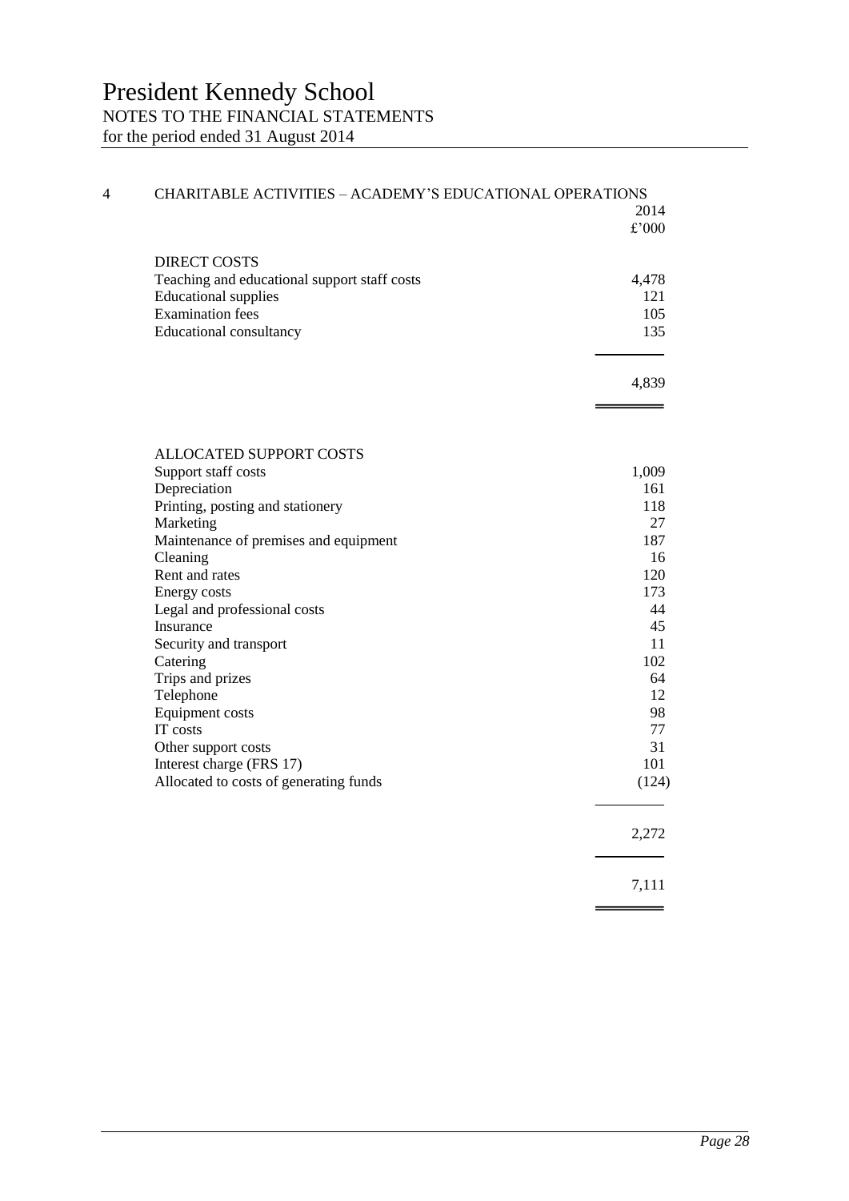# President Kennedy School

NOTES TO THE FINANCIAL STATEMENTS
for the period ended 31 August 2014

## 4 CHARITABLE ACTIVITIES – ACADEMY'S EDUCATIONAL OPERATIONS

| | 2014 |
|---|---|
| | £'000 |
| **DIRECT COSTS** | |
| Teaching and educational support staff costs | 4,478 |
| Educational supplies | 121 |
| Examination fees | 105 |
| Educational consultancy | 135 |
| | 4,839 |
| **ALLOCATED SUPPORT COSTS** | |
| Support staff costs | 1,009 |
| Depreciation | 161 |
| Printing, posting and stationery | 118 |
| Marketing | 27 |
| Maintenance of premises and equipment | 187 |
| Cleaning | 16 |
| Rent and rates | 120 |
| Energy costs | 173 |
| Legal and professional costs | 44 |
| Insurance | 45 |
| Security and transport | 11 |
| Catering | 102 |
| Trips and prizes | 64 |
| Telephone | 12 |
| Equipment costs | 98 |
| IT costs | 77 |
| Other support costs | 31 |
| Interest charge (FRS 17) | 101 |
| Allocated to costs of generating funds | (124) |
| | 2,272 |
| | 7,111 |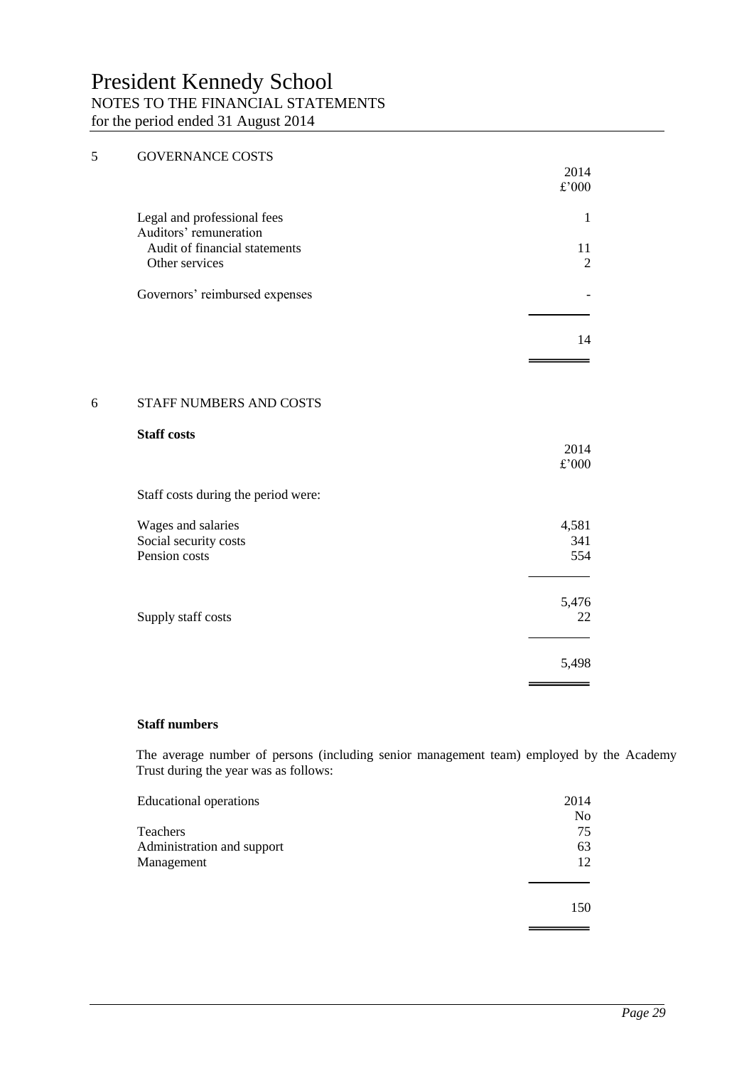# President Kennedy School

NOTES TO THE FINANCIAL STATEMENTS
for the period ended 31 August 2014

## 5 GOVERNANCE COSTS

| | 2014 £'000 |
|---|---|
| Legal and professional fees | 1 |
| Auditors' remuneration | |
| Audit of financial statements | 11 |
| Other services | 2 |
| Governors' reimbursed expenses | - |
| | 14 |

## 6 STAFF NUMBERS AND COSTS

**Staff costs**

| | 2014 £'000 |
|---|---|
| Staff costs during the period were: | |
| Wages and salaries | 4,581 |
| Social security costs | 341 |
| Pension costs | 554 |
| | 5,476 |
| Supply staff costs | 22 |
| | 5,498 |

**Staff numbers**

The average number of persons (including senior management team) employed by the Academy Trust during the year was as follows:

| Educational operations | 2014 No |
|---|---|
| Teachers | 75 |
| Administration and support | 63 |
| Management | 12 |
| | 150 |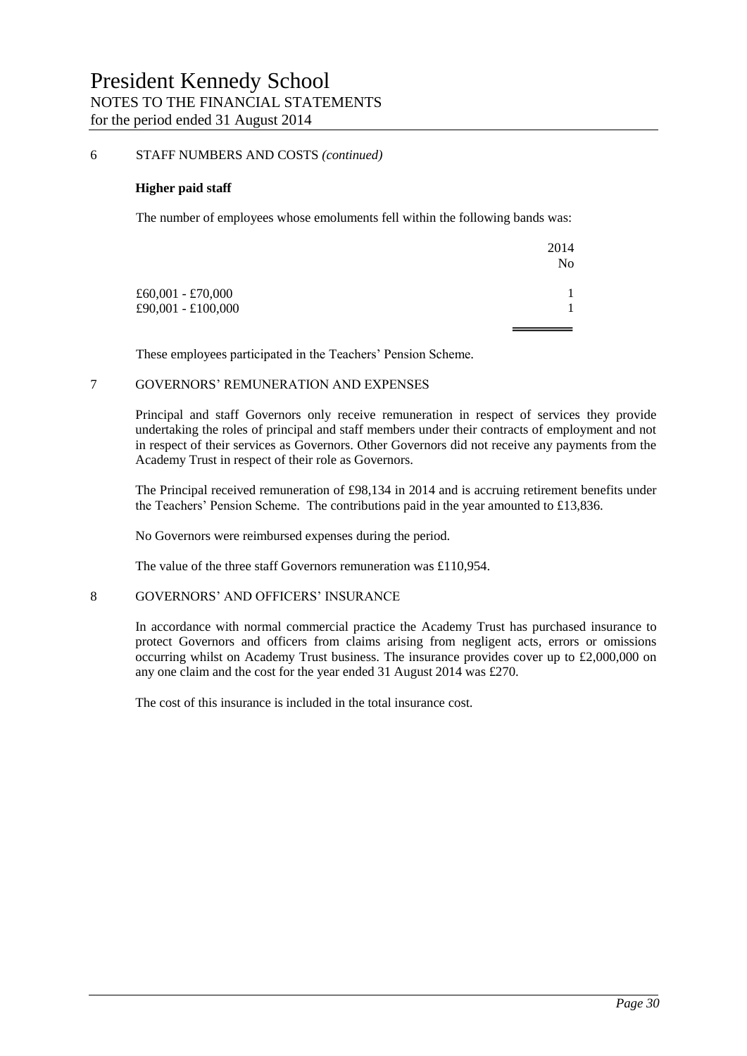# President Kennedy School

NOTES TO THE FINANCIAL STATEMENTS
for the period ended 31 August 2014

## 6 STAFF NUMBERS AND COSTS *(continued)*

**Higher paid staff**

The number of employees whose emoluments fell within the following bands was:

| | 2014 No |
|---|---|
| £60,001 - £70,000 | 1 |
| £90,001 - £100,000 | 1 |

These employees participated in the Teachers' Pension Scheme.

## 7 GOVERNORS' REMUNERATION AND EXPENSES

Principal and staff Governors only receive remuneration in respect of services they provide undertaking the roles of principal and staff members under their contracts of employment and not in respect of their services as Governors. Other Governors did not receive any payments from the Academy Trust in respect of their role as Governors.

The Principal received remuneration of £98,134 in 2014 and is accruing retirement benefits under the Teachers' Pension Scheme. The contributions paid in the year amounted to £13,836.

No Governors were reimbursed expenses during the period.

The value of the three staff Governors remuneration was £110,954.

## 8 GOVERNORS' AND OFFICERS' INSURANCE

In accordance with normal commercial practice the Academy Trust has purchased insurance to protect Governors and officers from claims arising from negligent acts, errors or omissions occurring whilst on Academy Trust business. The insurance provides cover up to £2,000,000 on any one claim and the cost for the year ended 31 August 2014 was £270.

The cost of this insurance is included in the total insurance cost.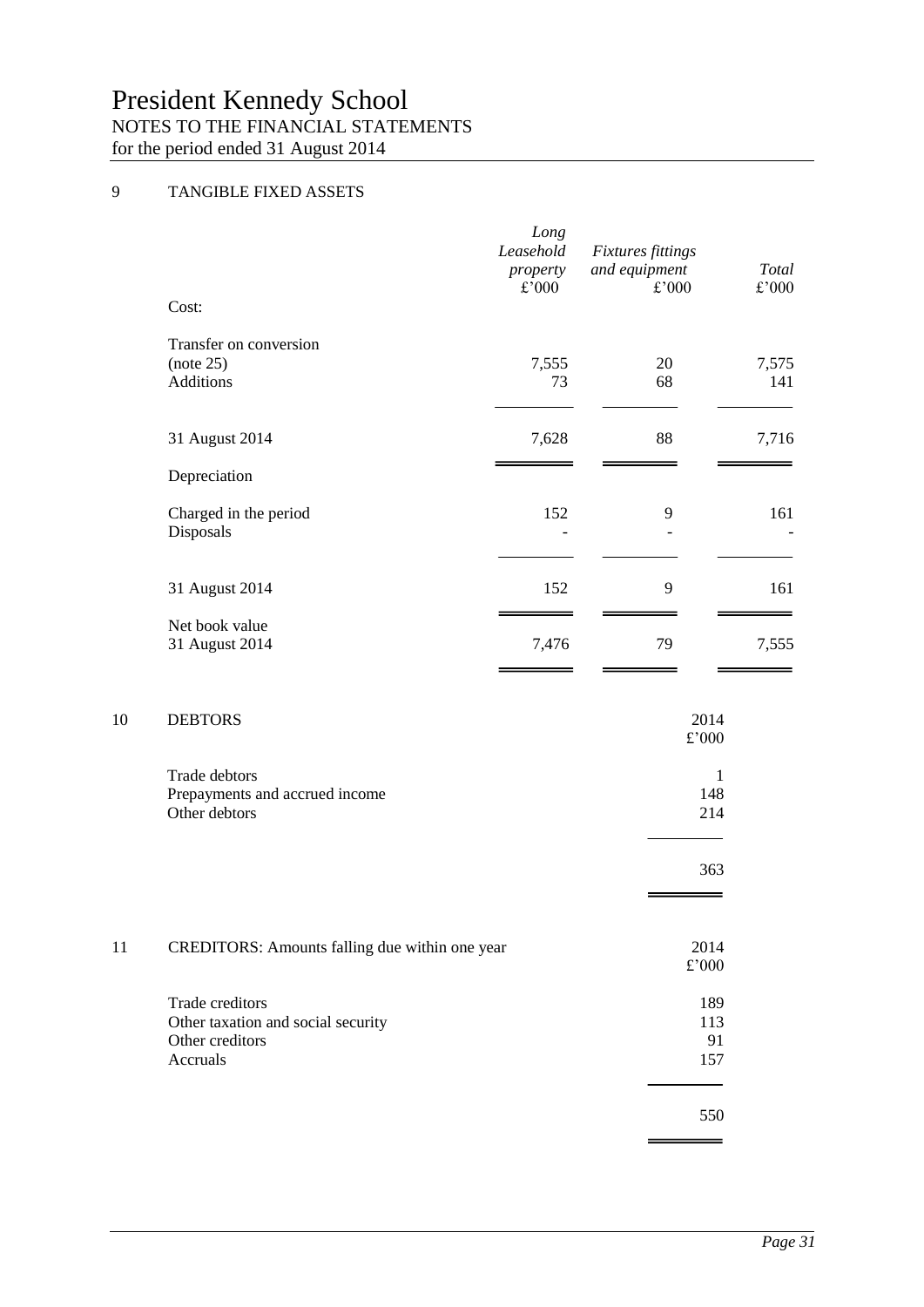# President Kennedy School

NOTES TO THE FINANCIAL STATEMENTS
for the period ended 31 August 2014

## 9 TANGIBLE FIXED ASSETS

| | *Long Leasehold property* £'000 | *Fixtures fittings and equipment* £'000 | *Total* £'000 |
|---|---|---|---|
| Cost: | | | |
| Transfer on conversion (note 25) | 7,555 | 20 | 7,575 |
| Additions | 73 | 68 | 141 |
| 31 August 2014 | 7,628 | 88 | 7,716 |
| Depreciation | | | |
| Charged in the period | 152 | 9 | 161 |
| Disposals | - | - | - |
| 31 August 2014 | 152 | 9 | 161 |
| Net book value 31 August 2014 | 7,476 | 79 | 7,555 |

## 10 DEBTORS

| | 2014 £'000 |
|---|---|
| Trade debtors | 1 |
| Prepayments and accrued income | 148 |
| Other debtors | 214 |
| | 363 |

## 11 CREDITORS: Amounts falling due within one year

| | 2014 £'000 |
|---|---|
| Trade creditors | 189 |
| Other taxation and social security | 113 |
| Other creditors | 91 |
| Accruals | 157 |
| | 550 |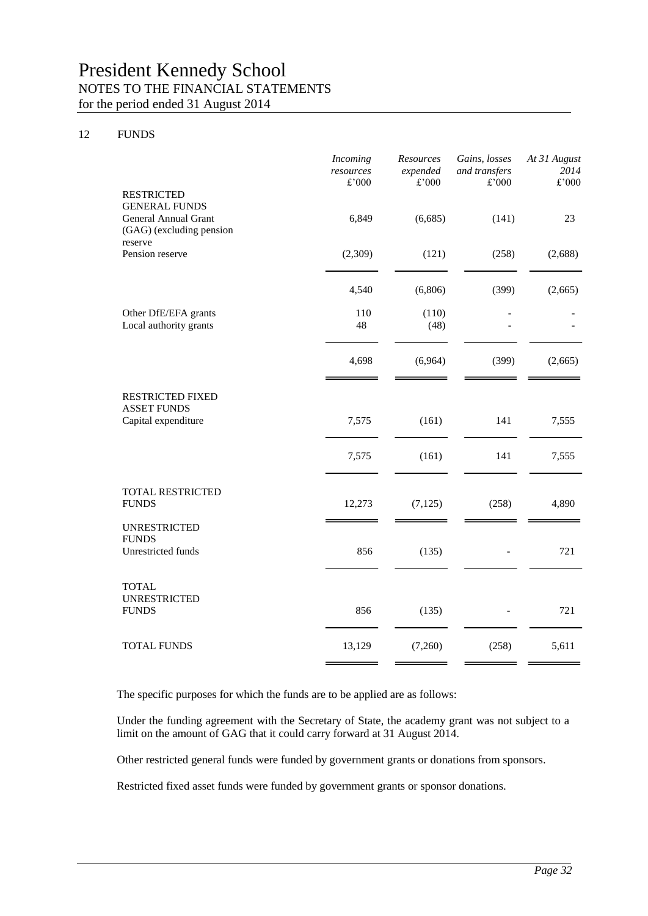# President Kennedy School

## NOTES TO THE FINANCIAL STATEMENTS

for the period ended 31 August 2014

### 12 FUNDS

| | *Incoming resources* £'000 | *Resources expended* £'000 | *Gains, losses and transfers* £'000 | *At 31 August 2014* £'000 |
|---|---|---|---|---|
| **RESTRICTED GENERAL FUNDS** | | | | |
| General Annual Grant (GAG) (excluding pension reserve | 6,849 | (6,685) | (141) | 23 |
| Pension reserve | (2,309) | (121) | (258) | (2,688) |
| | 4,540 | (6,806) | (399) | (2,665) |
| Other DfE/EFA grants | 110 | (110) | - | - |
| Local authority grants | 48 | (48) | - | - |
| | 4,698 | (6,964) | (399) | (2,665) |
| **RESTRICTED FIXED ASSET FUNDS** | | | | |
| Capital expenditure | 7,575 | (161) | 141 | 7,555 |
| | 7,575 | (161) | 141 | 7,555 |
| **TOTAL RESTRICTED FUNDS** | 12,273 | (7,125) | (258) | 4,890 |
| **UNRESTRICTED FUNDS** | | | | |
| Unrestricted funds | 856 | (135) | - | 721 |
| **TOTAL UNRESTRICTED FUNDS** | 856 | (135) | - | 721 |
| **TOTAL FUNDS** | 13,129 | (7,260) | (258) | 5,611 |

The specific purposes for which the funds are to be applied are as follows:

Under the funding agreement with the Secretary of State, the academy grant was not subject to a limit on the amount of GAG that it could carry forward at 31 August 2014.

Other restricted general funds were funded by government grants or donations from sponsors.

Restricted fixed asset funds were funded by government grants or sponsor donations.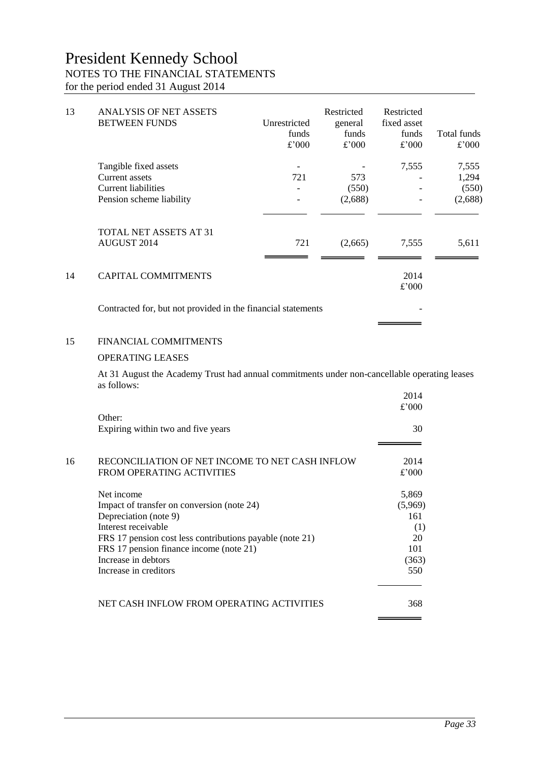# President Kennedy School

## NOTES TO THE FINANCIAL STATEMENTS

for the period ended 31 August 2014

### 13 ANALYSIS OF NET ASSETS BETWEEN FUNDS

| | Unrestricted funds £'000 | Restricted general funds £'000 | Restricted fixed asset funds £'000 | Total funds £'000 |
|---|---|---|---|---|
| Tangible fixed assets | - | - | 7,555 | 7,555 |
| Current assets | 721 | 573 | - | 1,294 |
| Current liabilities | - | (550) | - | (550) |
| Pension scheme liability | - | (2,688) | - | (2,688) |
| TOTAL NET ASSETS AT 31 AUGUST 2014 | 721 | (2,665) | 7,555 | 5,611 |

### 14 CAPITAL COMMITMENTS

| | 2014 £'000 |
|---|---|
| Contracted for, but not provided in the financial statements | - |

### 15 FINANCIAL COMMITMENTS

OPERATING LEASES

At 31 August the Academy Trust had annual commitments under non-cancellable operating leases as follows:

| | 2014 £'000 |
|---|---|
| Other: | |
| Expiring within two and five years | 30 |

### 16 RECONCILIATION OF NET INCOME TO NET CASH INFLOW FROM OPERATING ACTIVITIES

| | 2014 £'000 |
|---|---|
| Net income | 5,869 |
| Impact of transfer on conversion (note 24) | (5,969) |
| Depreciation (note 9) | 161 |
| Interest receivable | (1) |
| FRS 17 pension cost less contributions payable (note 21) | 20 |
| FRS 17 pension finance income (note 21) | 101 |
| Increase in debtors | (363) |
| Increase in creditors | 550 |
| NET CASH INFLOW FROM OPERATING ACTIVITIES | 368 |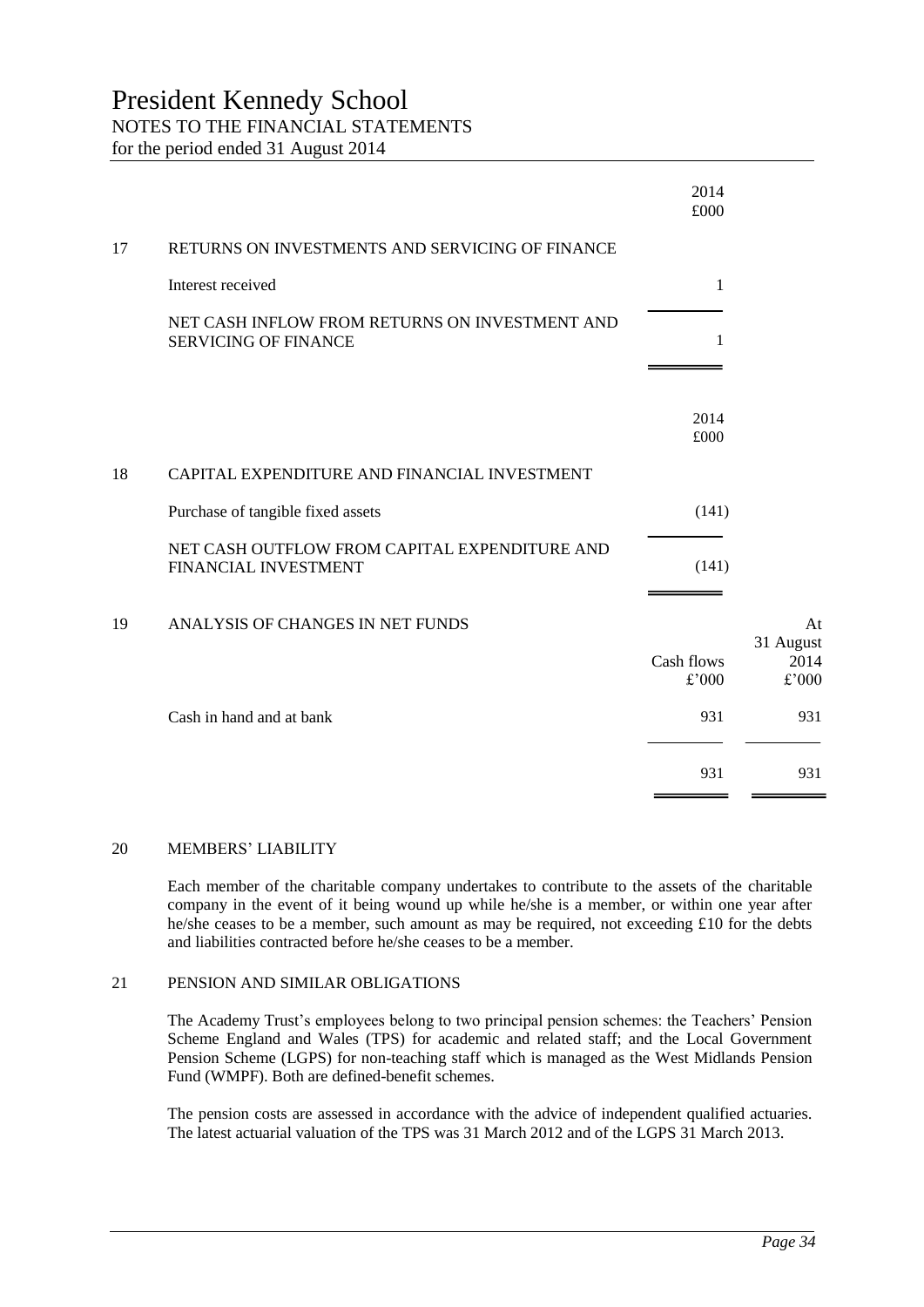# President Kennedy School

NOTES TO THE FINANCIAL STATEMENTS

for the period ended 31 August 2014

## 17 RETURNS ON INVESTMENTS AND SERVICING OF FINANCE

| | 2014 £000 |
|---|---|
| Interest received | 1 |
| NET CASH INFLOW FROM RETURNS ON INVESTMENT AND SERVICING OF FINANCE | 1 |

## 18 CAPITAL EXPENDITURE AND FINANCIAL INVESTMENT

| | 2014 £000 |
|---|---|
| Purchase of tangible fixed assets | (141) |
| NET CASH OUTFLOW FROM CAPITAL EXPENDITURE AND FINANCIAL INVESTMENT | (141) |

## 19 ANALYSIS OF CHANGES IN NET FUNDS

| | Cash flows £'000 | At 31 August 2014 £'000 |
|---|---|---|
| Cash in hand and at bank | 931 | 931 |
| | 931 | 931 |

## 20 MEMBERS' LIABILITY

Each member of the charitable company undertakes to contribute to the assets of the charitable company in the event of it being wound up while he/she is a member, or within one year after he/she ceases to be a member, such amount as may be required, not exceeding £10 for the debts and liabilities contracted before he/she ceases to be a member.

## 21 PENSION AND SIMILAR OBLIGATIONS

The Academy Trust's employees belong to two principal pension schemes: the Teachers' Pension Scheme England and Wales (TPS) for academic and related staff; and the Local Government Pension Scheme (LGPS) for non-teaching staff which is managed as the West Midlands Pension Fund (WMPF). Both are defined-benefit schemes.

The pension costs are assessed in accordance with the advice of independent qualified actuaries. The latest actuarial valuation of the TPS was 31 March 2012 and of the LGPS 31 March 2013.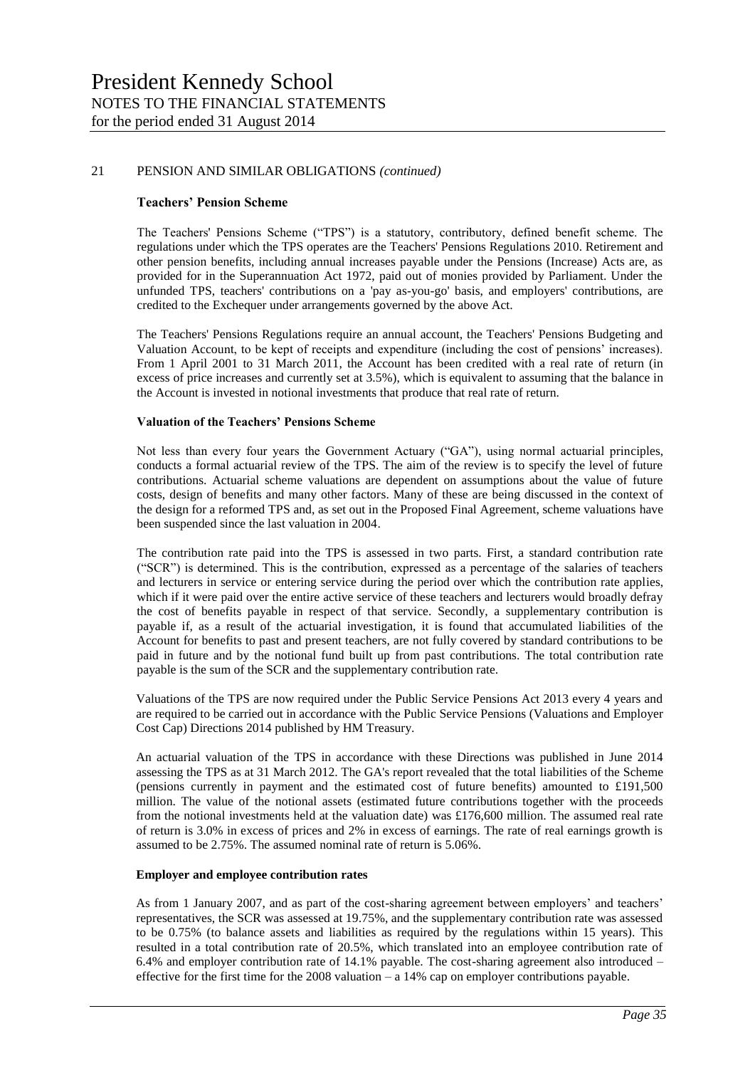## 21 PENSION AND SIMILAR OBLIGATIONS *(continued)*

### Teachers' Pension Scheme

The Teachers' Pensions Scheme ("TPS") is a statutory, contributory, defined benefit scheme. The regulations under which the TPS operates are the Teachers' Pensions Regulations 2010. Retirement and other pension benefits, including annual increases payable under the Pensions (Increase) Acts are, as provided for in the Superannuation Act 1972, paid out of monies provided by Parliament. Under the unfunded TPS, teachers' contributions on a 'pay as-you-go' basis, and employers' contributions, are credited to the Exchequer under arrangements governed by the above Act.

The Teachers' Pensions Regulations require an annual account, the Teachers' Pensions Budgeting and Valuation Account, to be kept of receipts and expenditure (including the cost of pensions' increases). From 1 April 2001 to 31 March 2011, the Account has been credited with a real rate of return (in excess of price increases and currently set at 3.5%), which is equivalent to assuming that the balance in the Account is invested in notional investments that produce that real rate of return.

### Valuation of the Teachers' Pensions Scheme

Not less than every four years the Government Actuary ("GA"), using normal actuarial principles, conducts a formal actuarial review of the TPS. The aim of the review is to specify the level of future contributions. Actuarial scheme valuations are dependent on assumptions about the value of future costs, design of benefits and many other factors. Many of these are being discussed in the context of the design for a reformed TPS and, as set out in the Proposed Final Agreement, scheme valuations have been suspended since the last valuation in 2004.

The contribution rate paid into the TPS is assessed in two parts. First, a standard contribution rate ("SCR") is determined. This is the contribution, expressed as a percentage of the salaries of teachers and lecturers in service or entering service during the period over which the contribution rate applies, which if it were paid over the entire active service of these teachers and lecturers would broadly defray the cost of benefits payable in respect of that service. Secondly, a supplementary contribution is payable if, as a result of the actuarial investigation, it is found that accumulated liabilities of the Account for benefits to past and present teachers, are not fully covered by standard contributions to be paid in future and by the notional fund built up from past contributions. The total contribution rate payable is the sum of the SCR and the supplementary contribution rate.

Valuations of the TPS are now required under the Public Service Pensions Act 2013 every 4 years and are required to be carried out in accordance with the Public Service Pensions (Valuations and Employer Cost Cap) Directions 2014 published by HM Treasury.

An actuarial valuation of the TPS in accordance with these Directions was published in June 2014 assessing the TPS as at 31 March 2012. The GA's report revealed that the total liabilities of the Scheme (pensions currently in payment and the estimated cost of future benefits) amounted to £191,500 million. The value of the notional assets (estimated future contributions together with the proceeds from the notional investments held at the valuation date) was £176,600 million. The assumed real rate of return is 3.0% in excess of prices and 2% in excess of earnings. The rate of real earnings growth is assumed to be 2.75%. The assumed nominal rate of return is 5.06%.

### Employer and employee contribution rates

As from 1 January 2007, and as part of the cost-sharing agreement between employers' and teachers' representatives, the SCR was assessed at 19.75%, and the supplementary contribution rate was assessed to be 0.75% (to balance assets and liabilities as required by the regulations within 15 years). This resulted in a total contribution rate of 20.5%, which translated into an employee contribution rate of 6.4% and employer contribution rate of 14.1% payable. The cost-sharing agreement also introduced – effective for the first time for the 2008 valuation – a 14% cap on employer contributions payable.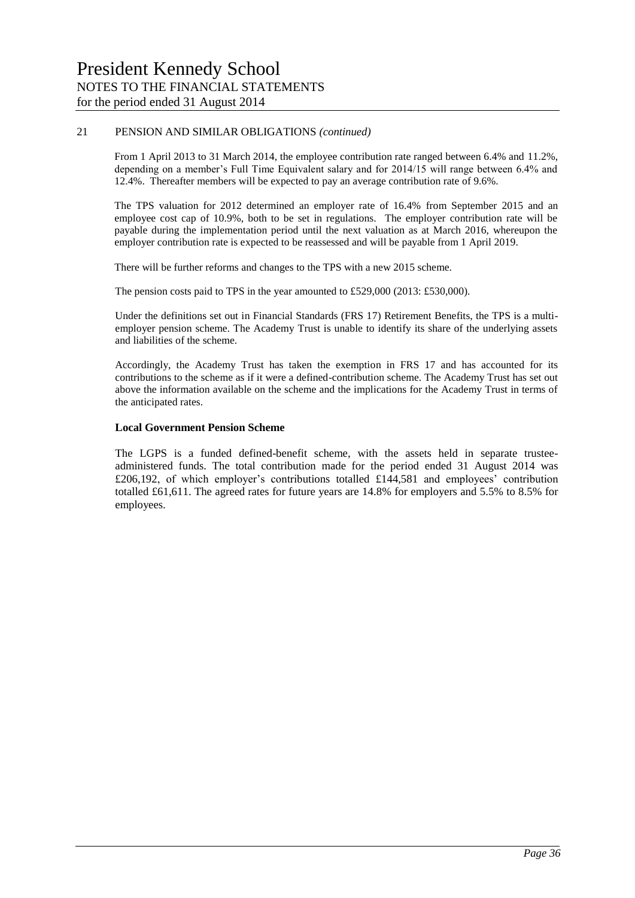## 21 PENSION AND SIMILAR OBLIGATIONS *(continued)*

From 1 April 2013 to 31 March 2014, the employee contribution rate ranged between 6.4% and 11.2%, depending on a member's Full Time Equivalent salary and for 2014/15 will range between 6.4% and 12.4%. Thereafter members will be expected to pay an average contribution rate of 9.6%.

The TPS valuation for 2012 determined an employer rate of 16.4% from September 2015 and an employee cost cap of 10.9%, both to be set in regulations. The employer contribution rate will be payable during the implementation period until the next valuation as at March 2016, whereupon the employer contribution rate is expected to be reassessed and will be payable from 1 April 2019.

There will be further reforms and changes to the TPS with a new 2015 scheme.

The pension costs paid to TPS in the year amounted to £529,000 (2013: £530,000).

Under the definitions set out in Financial Standards (FRS 17) Retirement Benefits, the TPS is a multi-employer pension scheme. The Academy Trust is unable to identify its share of the underlying assets and liabilities of the scheme.

Accordingly, the Academy Trust has taken the exemption in FRS 17 and has accounted for its contributions to the scheme as if it were a defined-contribution scheme. The Academy Trust has set out above the information available on the scheme and the implications for the Academy Trust in terms of the anticipated rates.

**Local Government Pension Scheme**

The LGPS is a funded defined-benefit scheme, with the assets held in separate trustee-administered funds. The total contribution made for the period ended 31 August 2014 was £206,192, of which employer's contributions totalled £144,581 and employees' contribution totalled £61,611. The agreed rates for future years are 14.8% for employers and 5.5% to 8.5% for employees.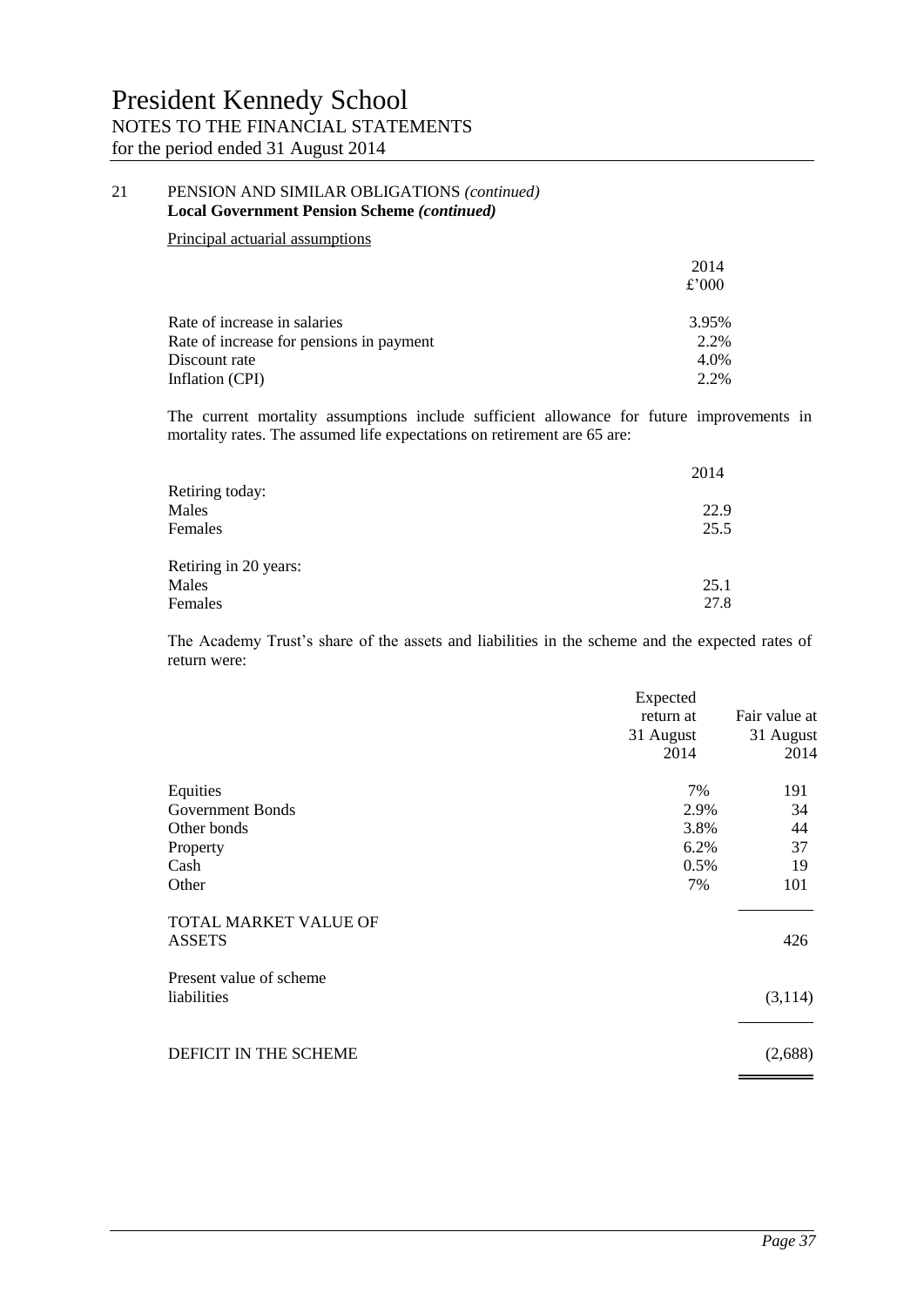## 21 PENSION AND SIMILAR OBLIGATIONS *(continued)*

### Local Government Pension Scheme *(continued)*

Principal actuarial assumptions

| | 2014 £'000 |
|---|---|
| Rate of increase in salaries | 3.95% |
| Rate of increase for pensions in payment | 2.2% |
| Discount rate | 4.0% |
| Inflation (CPI) | 2.2% |

The current mortality assumptions include sufficient allowance for future improvements in mortality rates. The assumed life expectations on retirement are 65 are:

| | 2014 |
|---|---|
| Retiring today: | |
| Males | 22.9 |
| Females | 25.5 |
| Retiring in 20 years: | |
| Males | 25.1 |
| Females | 27.8 |

The Academy Trust's share of the assets and liabilities in the scheme and the expected rates of return were:

| | Expected return at 31 August 2014 | Fair value at 31 August 2014 |
|---|---|---|
| Equities | 7% | 191 |
| Government Bonds | 2.9% | 34 |
| Other bonds | 3.8% | 44 |
| Property | 6.2% | 37 |
| Cash | 0.5% | 19 |
| Other | 7% | 101 |
| TOTAL MARKET VALUE OF ASSETS | | 426 |
| Present value of scheme liabilities | | (3,114) |
| DEFICIT IN THE SCHEME | | (2,688) |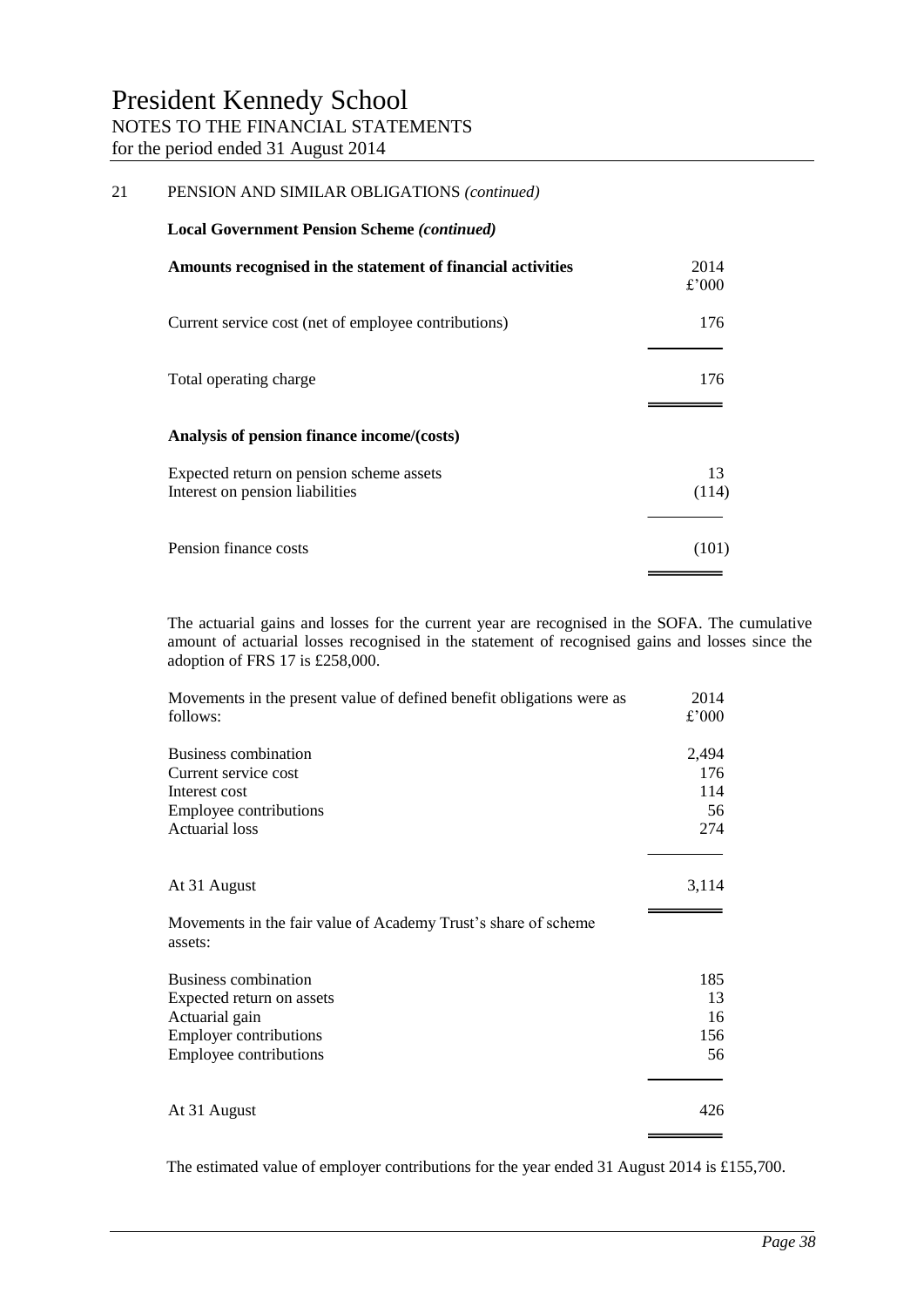# President Kennedy School

NOTES TO THE FINANCIAL STATEMENTS
for the period ended 31 August 2014

## 21 PENSION AND SIMILAR OBLIGATIONS *(continued)*

**Local Government Pension Scheme *(continued)***

| **Amounts recognised in the statement of financial activities** | 2014 £'000 |
|---|---|
| Current service cost (net of employee contributions) | 176 |
| Total operating charge | 176 |

| **Analysis of pension finance income/(costs)** | |
|---|---|
| Expected return on pension scheme assets | 13 |
| Interest on pension liabilities | (114) |
| Pension finance costs | (101) |

The actuarial gains and losses for the current year are recognised in the SOFA. The cumulative amount of actuarial losses recognised in the statement of recognised gains and losses since the adoption of FRS 17 is £258,000.

| Movements in the present value of defined benefit obligations were as follows: | 2014 £'000 |
|---|---|
| Business combination | 2,494 |
| Current service cost | 176 |
| Interest cost | 114 |
| Employee contributions | 56 |
| Actuarial loss | 274 |
| At 31 August | 3,114 |

| Movements in the fair value of Academy Trust's share of scheme assets: | |
|---|---|
| Business combination | 185 |
| Expected return on assets | 13 |
| Actuarial gain | 16 |
| Employer contributions | 156 |
| Employee contributions | 56 |
| At 31 August | 426 |

The estimated value of employer contributions for the year ended 31 August 2014 is £155,700.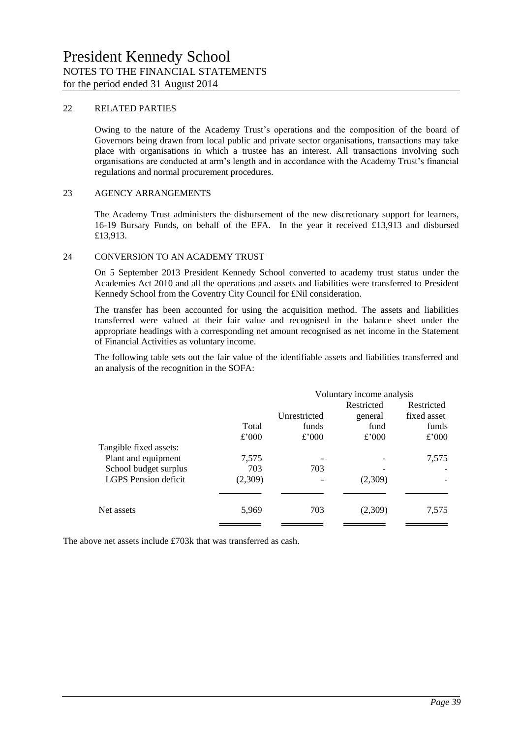# President Kennedy School

NOTES TO THE FINANCIAL STATEMENTS

for the period ended 31 August 2014

## 22 RELATED PARTIES

Owing to the nature of the Academy Trust's operations and the composition of the board of Governors being drawn from local public and private sector organisations, transactions may take place with organisations in which a trustee has an interest. All transactions involving such organisations are conducted at arm's length and in accordance with the Academy Trust's financial regulations and normal procurement procedures.

## 23 AGENCY ARRANGEMENTS

The Academy Trust administers the disbursement of the new discretionary support for learners, 16-19 Bursary Funds, on behalf of the EFA. In the year it received £13,913 and disbursed £13,913.

## 24 CONVERSION TO AN ACADEMY TRUST

On 5 September 2013 President Kennedy School converted to academy trust status under the Academies Act 2010 and all the operations and assets and liabilities were transferred to President Kennedy School from the Coventry City Council for £Nil consideration.

The transfer has been accounted for using the acquisition method. The assets and liabilities transferred were valued at their fair value and recognised in the balance sheet under the appropriate headings with a corresponding net amount recognised as net income in the Statement of Financial Activities as voluntary income.

The following table sets out the fair value of the identifiable assets and liabilities transferred and an analysis of the recognition in the SOFA:

| | | Voluntary income analysis | | |
|---|---|---|---|---|
| | Total | Unrestricted funds | Restricted general fund | Restricted fixed asset funds |
| | £'000 | £'000 | £'000 | £'000 |
| Tangible fixed assets: | | | | |
| Plant and equipment | 7,575 | - | - | 7,575 |
| School budget surplus | 703 | 703 | - | - |
| LGPS Pension deficit | (2,309) | - | (2,309) | - |
| Net assets | 5,969 | 703 | (2,309) | 7,575 |

The above net assets include £703k that was transferred as cash.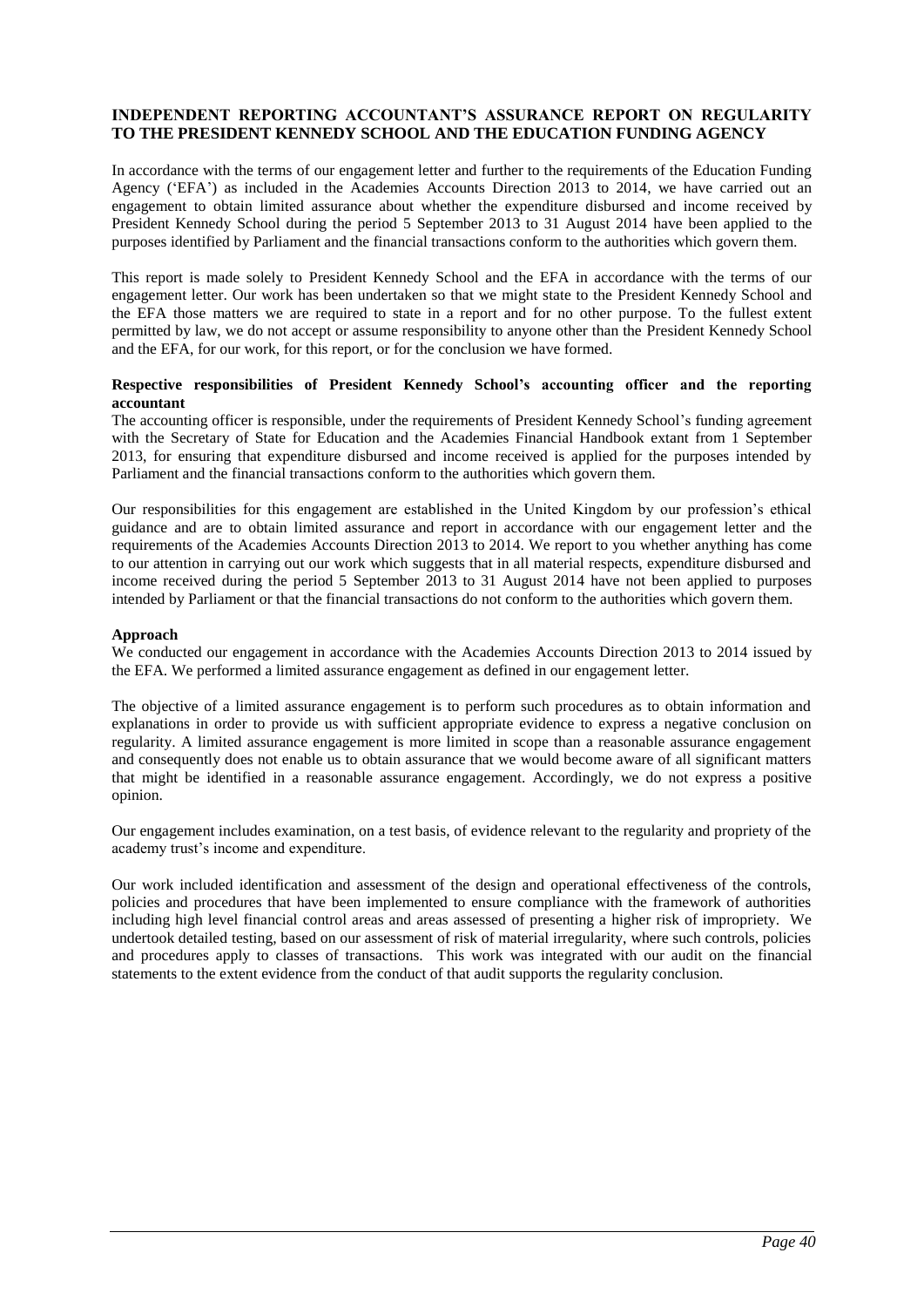## INDEPENDENT REPORTING ACCOUNTANT'S ASSURANCE REPORT ON REGULARITY TO THE PRESIDENT KENNEDY SCHOOL AND THE EDUCATION FUNDING AGENCY

In accordance with the terms of our engagement letter and further to the requirements of the Education Funding Agency ('EFA') as included in the Academies Accounts Direction 2013 to 2014, we have carried out an engagement to obtain limited assurance about whether the expenditure disbursed and income received by President Kennedy School during the period 5 September 2013 to 31 August 2014 have been applied to the purposes identified by Parliament and the financial transactions conform to the authorities which govern them.

This report is made solely to President Kennedy School and the EFA in accordance with the terms of our engagement letter. Our work has been undertaken so that we might state to the President Kennedy School and the EFA those matters we are required to state in a report and for no other purpose. To the fullest extent permitted by law, we do not accept or assume responsibility to anyone other than the President Kennedy School and the EFA, for our work, for this report, or for the conclusion we have formed.

**Respective responsibilities of President Kennedy School's accounting officer and the reporting accountant**

The accounting officer is responsible, under the requirements of President Kennedy School's funding agreement with the Secretary of State for Education and the Academies Financial Handbook extant from 1 September 2013, for ensuring that expenditure disbursed and income received is applied for the purposes intended by Parliament and the financial transactions conform to the authorities which govern them.

Our responsibilities for this engagement are established in the United Kingdom by our profession's ethical guidance and are to obtain limited assurance and report in accordance with our engagement letter and the requirements of the Academies Accounts Direction 2013 to 2014. We report to you whether anything has come to our attention in carrying out our work which suggests that in all material respects, expenditure disbursed and income received during the period 5 September 2013 to 31 August 2014 have not been applied to purposes intended by Parliament or that the financial transactions do not conform to the authorities which govern them.

**Approach**

We conducted our engagement in accordance with the Academies Accounts Direction 2013 to 2014 issued by the EFA. We performed a limited assurance engagement as defined in our engagement letter.

The objective of a limited assurance engagement is to perform such procedures as to obtain information and explanations in order to provide us with sufficient appropriate evidence to express a negative conclusion on regularity. A limited assurance engagement is more limited in scope than a reasonable assurance engagement and consequently does not enable us to obtain assurance that we would become aware of all significant matters that might be identified in a reasonable assurance engagement. Accordingly, we do not express a positive opinion.

Our engagement includes examination, on a test basis, of evidence relevant to the regularity and propriety of the academy trust's income and expenditure.

Our work included identification and assessment of the design and operational effectiveness of the controls, policies and procedures that have been implemented to ensure compliance with the framework of authorities including high level financial control areas and areas assessed of presenting a higher risk of impropriety. We undertook detailed testing, based on our assessment of risk of material irregularity, where such controls, policies and procedures apply to classes of transactions. This work was integrated with our audit on the financial statements to the extent evidence from the conduct of that audit supports the regularity conclusion.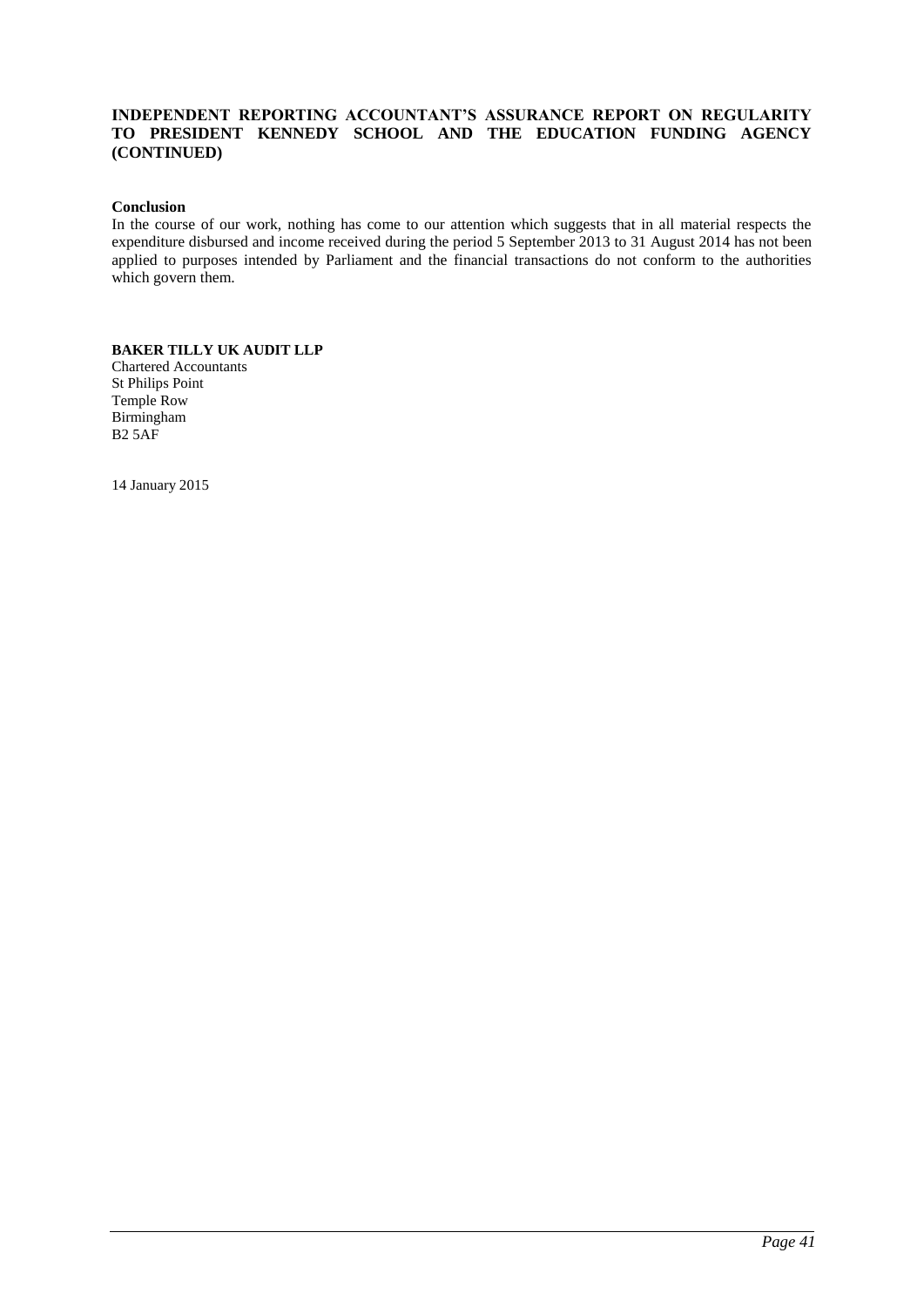**INDEPENDENT REPORTING ACCOUNTANT'S ASSURANCE REPORT ON REGULARITY TO PRESIDENT KENNEDY SCHOOL AND THE EDUCATION FUNDING AGENCY (CONTINUED)**

**Conclusion**

In the course of our work, nothing has come to our attention which suggests that in all material respects the expenditure disbursed and income received during the period 5 September 2013 to 31 August 2014 has not been applied to purposes intended by Parliament and the financial transactions do not conform to the authorities which govern them.

**BAKER TILLY UK AUDIT LLP**
Chartered Accountants
St Philips Point
Temple Row
Birmingham
B2 5AF

14 January 2015